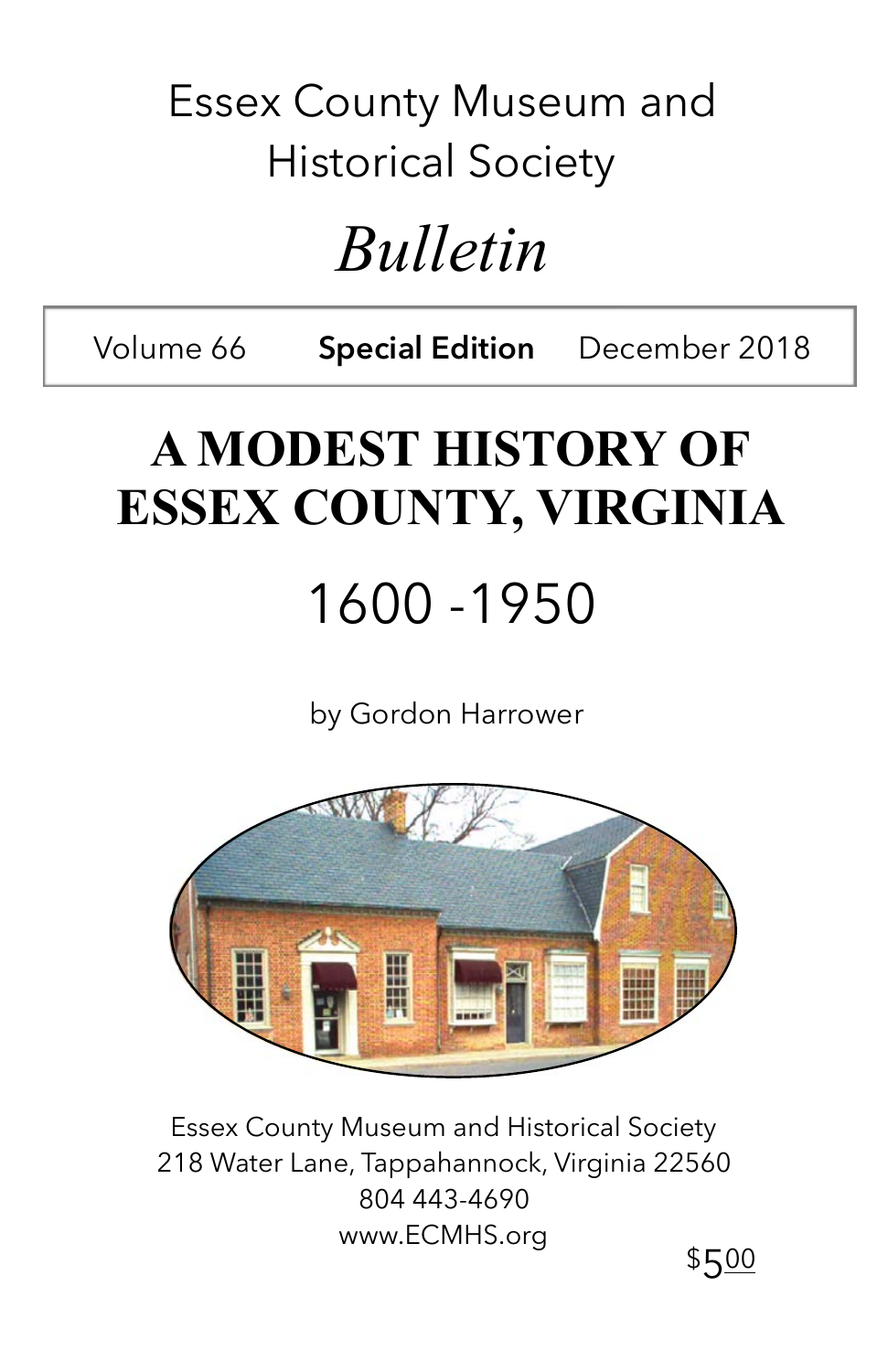Essex County Museum and Historical Society

*Bulletin*

Volume 66 **Special Edition** December 2018

# A MODEST HISTORY OF ESSEX COUNTY, VIRGINIA

## 1600 -1950

by Gordon Harrower

Essex County Museum and Historical Society
218 Water Lane, Tappahannock, Virginia 22560
804 443-4690
www.ECMHS.org

$5.00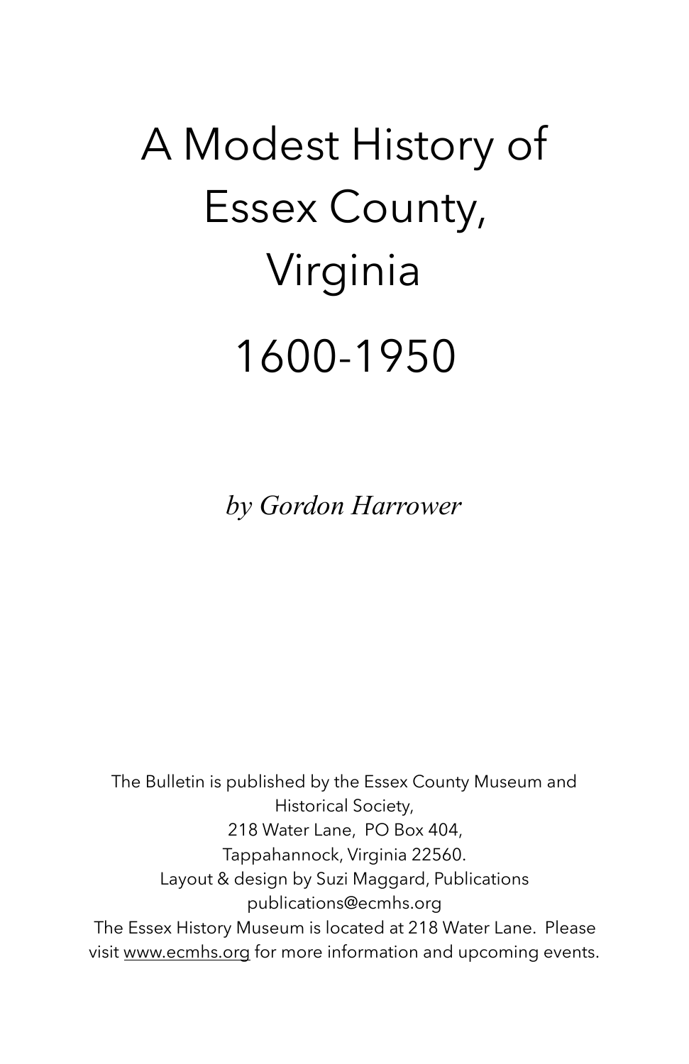# A Modest History of Essex County, Virginia

# 1600-1950

*by Gordon Harrower*

The Bulletin is published by the Essex County Museum and Historical Society,
218 Water Lane, PO Box 404,
Tappahannock, Virginia 22560.
Layout & design by Suzi Maggard, Publications
publications@ecmhs.org
The Essex History Museum is located at 218 Water Lane. Please visit www.ecmhs.org for more information and upcoming events.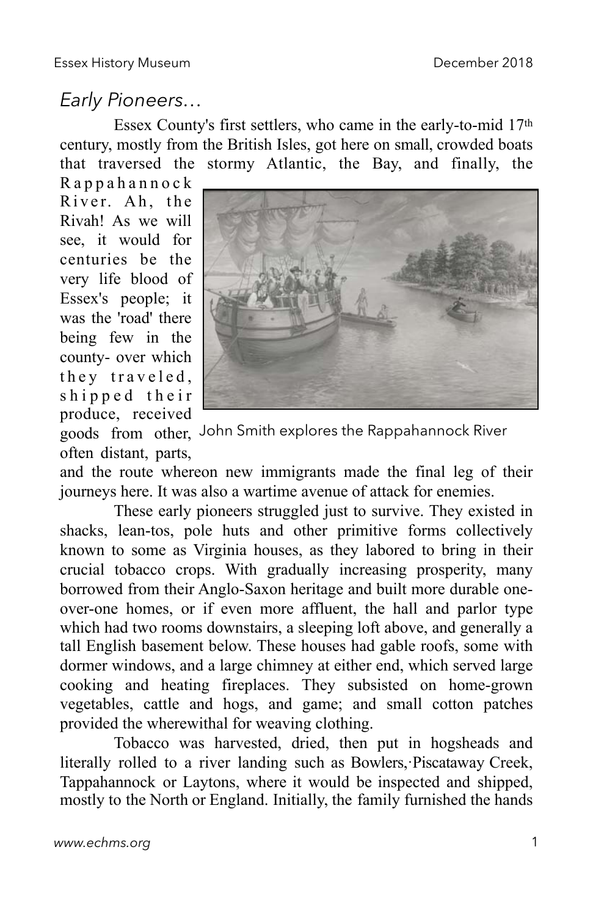## *Early Pioneers…*

Essex County's first settlers, who came in the early-to-mid 17th century, mostly from the British Isles, got here on small, crowded boats that traversed the stormy Atlantic, the Bay, and finally, the Rappahannock River. Ah, the Rivah! As we will see, it would for centuries be the very life blood of Essex's people; it was the 'road' there being few in the county- over which they traveled, shipped their produce, received goods from other, often distant, parts, and the route whereon new immigrants made the final leg of their journeys here. It was also a wartime avenue of attack for enemies.

John Smith explores the Rappahannock River

These early pioneers struggled just to survive. They existed in shacks, lean-tos, pole huts and other primitive forms collectively known to some as Virginia houses, as they labored to bring in their crucial tobacco crops. With gradually increasing prosperity, many borrowed from their Anglo-Saxon heritage and built more durable one-over-one homes, or if even more affluent, the hall and parlor type which had two rooms downstairs, a sleeping loft above, and generally a tall English basement below. These houses had gable roofs, some with dormer windows, and a large chimney at either end, which served large cooking and heating fireplaces. They subsisted on home-grown vegetables, cattle and hogs, and game; and small cotton patches provided the wherewithal for weaving clothing.

Tobacco was harvested, dried, then put in hogsheads and literally rolled to a river landing such as Bowlers,·Piscataway Creek, Tappahannock or Laytons, where it would be inspected and shipped, mostly to the North or England. Initially, the family furnished the hands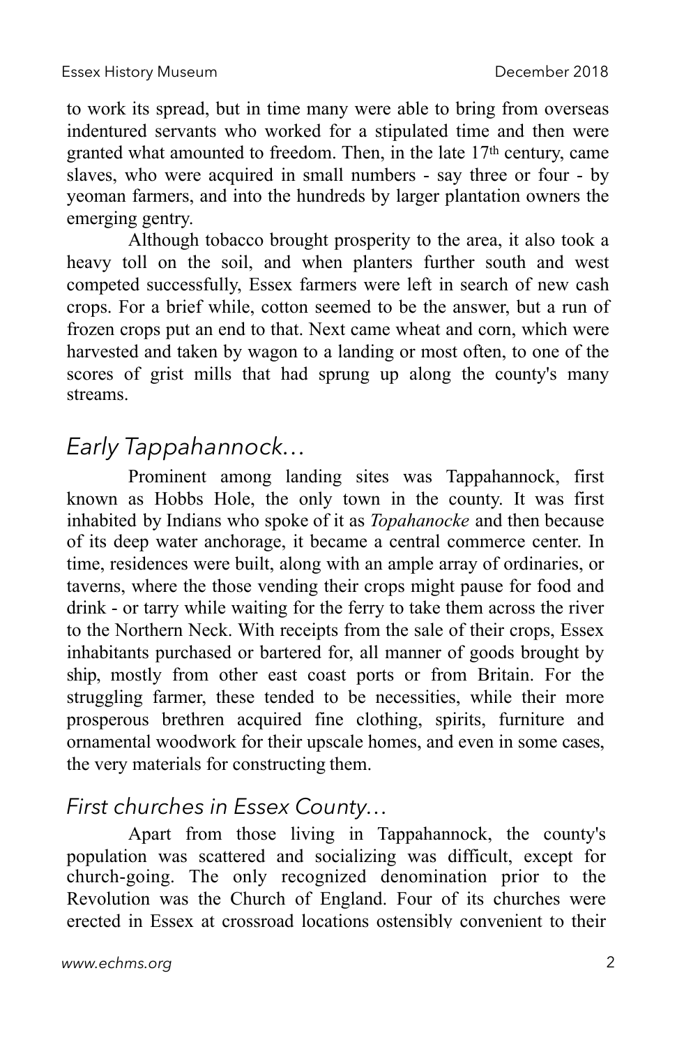to work its spread, but in time many were able to bring from overseas indentured servants who worked for a stipulated time and then were granted what amounted to freedom. Then, in the late 17th century, came slaves, who were acquired in small numbers - say three or four - by yeoman farmers, and into the hundreds by larger plantation owners the emerging gentry.

Although tobacco brought prosperity to the area, it also took a heavy toll on the soil, and when planters further south and west competed successfully, Essex farmers were left in search of new cash crops. For a brief while, cotton seemed to be the answer, but a run of frozen crops put an end to that. Next came wheat and corn, which were harvested and taken by wagon to a landing or most often, to one of the scores of grist mills that had sprung up along the county's many streams.

## *Early Tappahannock…*

Prominent among landing sites was Tappahannock, first known as Hobbs Hole, the only town in the county. It was first inhabited by Indians who spoke of it as *Topahanocke* and then because of its deep water anchorage, it became a central commerce center. In time, residences were built, along with an ample array of ordinaries, or taverns, where the those vending their crops might pause for food and drink - or tarry while waiting for the ferry to take them across the river to the Northern Neck. With receipts from the sale of their crops, Essex inhabitants purchased or bartered for, all manner of goods brought by ship, mostly from other east coast ports or from Britain. For the struggling farmer, these tended to be necessities, while their more prosperous brethren acquired fine clothing, spirits, furniture and ornamental woodwork for their upscale homes, and even in some cases, the very materials for constructing them.

### *First churches in Essex County…*

Apart from those living in Tappahannock, the county's population was scattered and socializing was difficult, except for church-going. The only recognized denomination prior to the Revolution was the Church of England. Four of its churches were erected in Essex at crossroad locations ostensibly convenient to their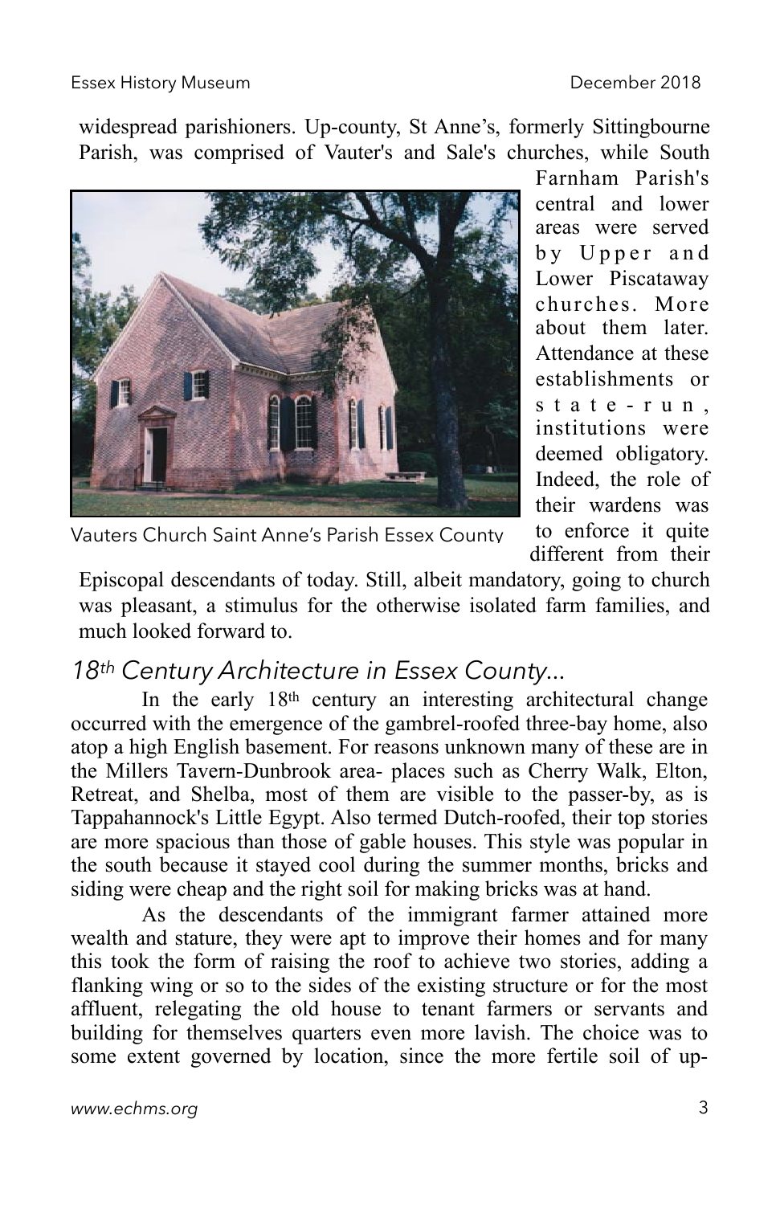widespread parishioners. Up-county, St Anne's, formerly Sittingbourne Parish, was comprised of Vauter's and Sale's churches, while South Farnham Parish's central and lower areas were served by Upper and Lower Piscataway churches. More about them later. Attendance at these establishments or state-run, institutions were deemed obligatory. Indeed, the role of their wardens was to enforce it quite different from their Episcopal descendants of today. Still, albeit mandatory, going to church was pleasant, a stimulus for the otherwise isolated farm families, and much looked forward to.

Vauters Church Saint Anne's Parish Essex County

## *18th Century Architecture in Essex County...*

In the early 18th century an interesting architectural change occurred with the emergence of the gambrel-roofed three-bay home, also atop a high English basement. For reasons unknown many of these are in the Millers Tavern-Dunbrook area- places such as Cherry Walk, Elton, Retreat, and Shelba, most of them are visible to the passer-by, as is Tappahannock's Little Egypt. Also termed Dutch-roofed, their top stories are more spacious than those of gable houses. This style was popular in the south because it stayed cool during the summer months, bricks and siding were cheap and the right soil for making bricks was at hand.

As the descendants of the immigrant farmer attained more wealth and stature, they were apt to improve their homes and for many this took the form of raising the roof to achieve two stories, adding a flanking wing or so to the sides of the existing structure or for the most affluent, relegating the old house to tenant farmers or servants and building for themselves quarters even more lavish. The choice was to some extent governed by location, since the more fertile soil of up-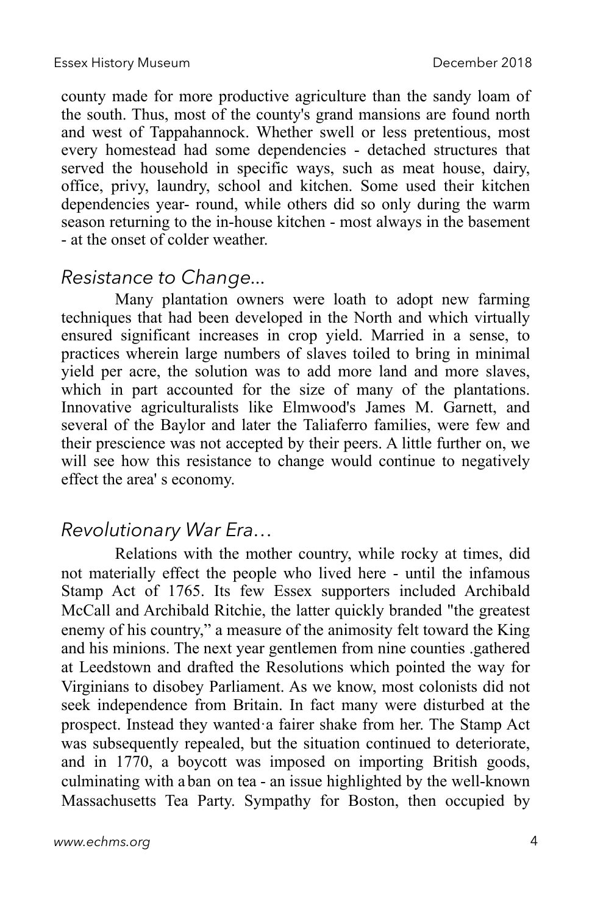county made for more productive agriculture than the sandy loam of the south. Thus, most of the county's grand mansions are found north and west of Tappahannock. Whether swell or less pretentious, most every homestead had some dependencies - detached structures that served the household in specific ways, such as meat house, dairy, office, privy, laundry, school and kitchen. Some used their kitchen dependencies year- round, while others did so only during the warm season returning to the in-house kitchen - most always in the basement - at the onset of colder weather.

## *Resistance to Change...*

Many plantation owners were loath to adopt new farming techniques that had been developed in the North and which virtually ensured significant increases in crop yield. Married in a sense, to practices wherein large numbers of slaves toiled to bring in minimal yield per acre, the solution was to add more land and more slaves, which in part accounted for the size of many of the plantations. Innovative agriculturalists like Elmwood's James M. Garnett, and several of the Baylor and later the Taliaferro families, were few and their prescience was not accepted by their peers. A little further on, we will see how this resistance to change would continue to negatively effect the area' s economy.

## *Revolutionary War Era…*

Relations with the mother country, while rocky at times, did not materially effect the people who lived here - until the infamous Stamp Act of 1765. Its few Essex supporters included Archibald McCall and Archibald Ritchie, the latter quickly branded "the greatest enemy of his country," a measure of the animosity felt toward the King and his minions. The next year gentlemen from nine counties .gathered at Leedstown and drafted the Resolutions which pointed the way for Virginians to disobey Parliament. As we know, most colonists did not seek independence from Britain. In fact many were disturbed at the prospect. Instead they wanted·a fairer shake from her. The Stamp Act was subsequently repealed, but the situation continued to deteriorate, and in 1770, a boycott was imposed on importing British goods, culminating with a ban on tea - an issue highlighted by the well-known Massachusetts Tea Party. Sympathy for Boston, then occupied by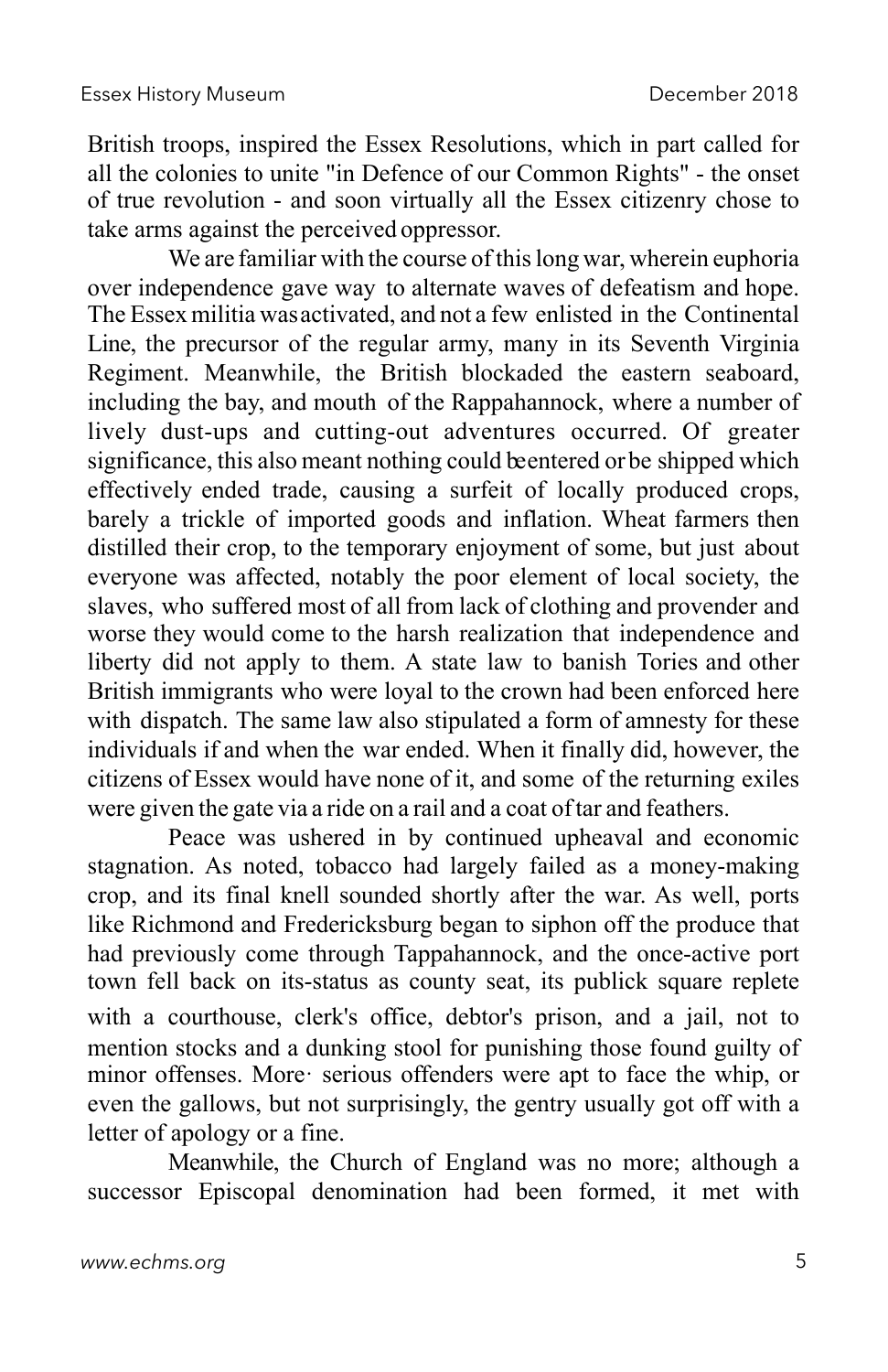British troops, inspired the Essex Resolutions, which in part called for all the colonies to unite "in Defence of our Common Rights" - the onset of true revolution - and soon virtually all the Essex citizenry chose to take arms against the perceived oppressor.

We are familiar with the course of this long war, wherein euphoria over independence gave way to alternate waves of defeatism and hope. The Essex militia was activated, and not a few enlisted in the Continental Line, the precursor of the regular army, many in its Seventh Virginia Regiment. Meanwhile, the British blockaded the eastern seaboard, including the bay, and mouth of the Rappahannock, where a number of lively dust-ups and cutting-out adventures occurred. Of greater significance, this also meant nothing could be entered or be shipped which effectively ended trade, causing a surfeit of locally produced crops, barely a trickle of imported goods and inflation. Wheat farmers then distilled their crop, to the temporary enjoyment of some, but just about everyone was affected, notably the poor element of local society, the slaves, who suffered most of all from lack of clothing and provender and worse they would come to the harsh realization that independence and liberty did not apply to them. A state law to banish Tories and other British immigrants who were loyal to the crown had been enforced here with dispatch. The same law also stipulated a form of amnesty for these individuals if and when the war ended. When it finally did, however, the citizens of Essex would have none of it, and some of the returning exiles were given the gate via a ride on a rail and a coat of tar and feathers.

Peace was ushered in by continued upheaval and economic stagnation. As noted, tobacco had largely failed as a money-making crop, and its final knell sounded shortly after the war. As well, ports like Richmond and Fredericksburg began to siphon off the produce that had previously come through Tappahannock, and the once-active port town fell back on its-status as county seat, its publick square replete with a courthouse, clerk's office, debtor's prison, and a jail, not to mention stocks and a dunking stool for punishing those found guilty of minor offenses. More· serious offenders were apt to face the whip, or even the gallows, but not surprisingly, the gentry usually got off with a letter of apology or a fine.

Meanwhile, the Church of England was no more; although a successor Episcopal denomination had been formed, it met with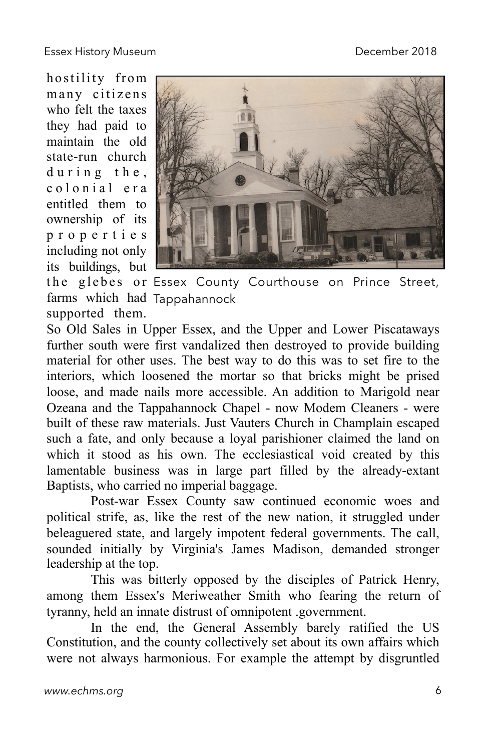hostility from many citizens who felt the taxes they had paid to maintain the old state-run church during the, colonial era entitled them to ownership of its properties including not only its buildings, but the glebes or farms which had supported them. So Old Sales in Upper Essex, and the Upper and Lower Piscataways further south were first vandalized then destroyed to provide building material for other uses. The best way to do this was to set fire to the interiors, which loosened the mortar so that bricks might be prised loose, and made nails more accessible. An addition to Marigold near Ozeana and the Tappahannock Chapel - now Modem Cleaners - were built of these raw materials. Just Vauters Church in Champlain escaped such a fate, and only because a loyal parishioner claimed the land on which it stood as his own. The ecclesiastical void created by this lamentable business was in large part filled by the already-extant Baptists, who carried no imperial baggage.

Essex County Courthouse on Prince Street, Tappahannock

Post-war Essex County saw continued economic woes and political strife, as, like the rest of the new nation, it struggled under beleaguered state, and largely impotent federal governments. The call, sounded initially by Virginia's James Madison, demanded stronger leadership at the top.

This was bitterly opposed by the disciples of Patrick Henry, among them Essex's Meriweather Smith who fearing the return of tyranny, held an innate distrust of omnipotent .government.

In the end, the General Assembly barely ratified the US Constitution, and the county collectively set about its own affairs which were not always harmonious. For example the attempt by disgruntled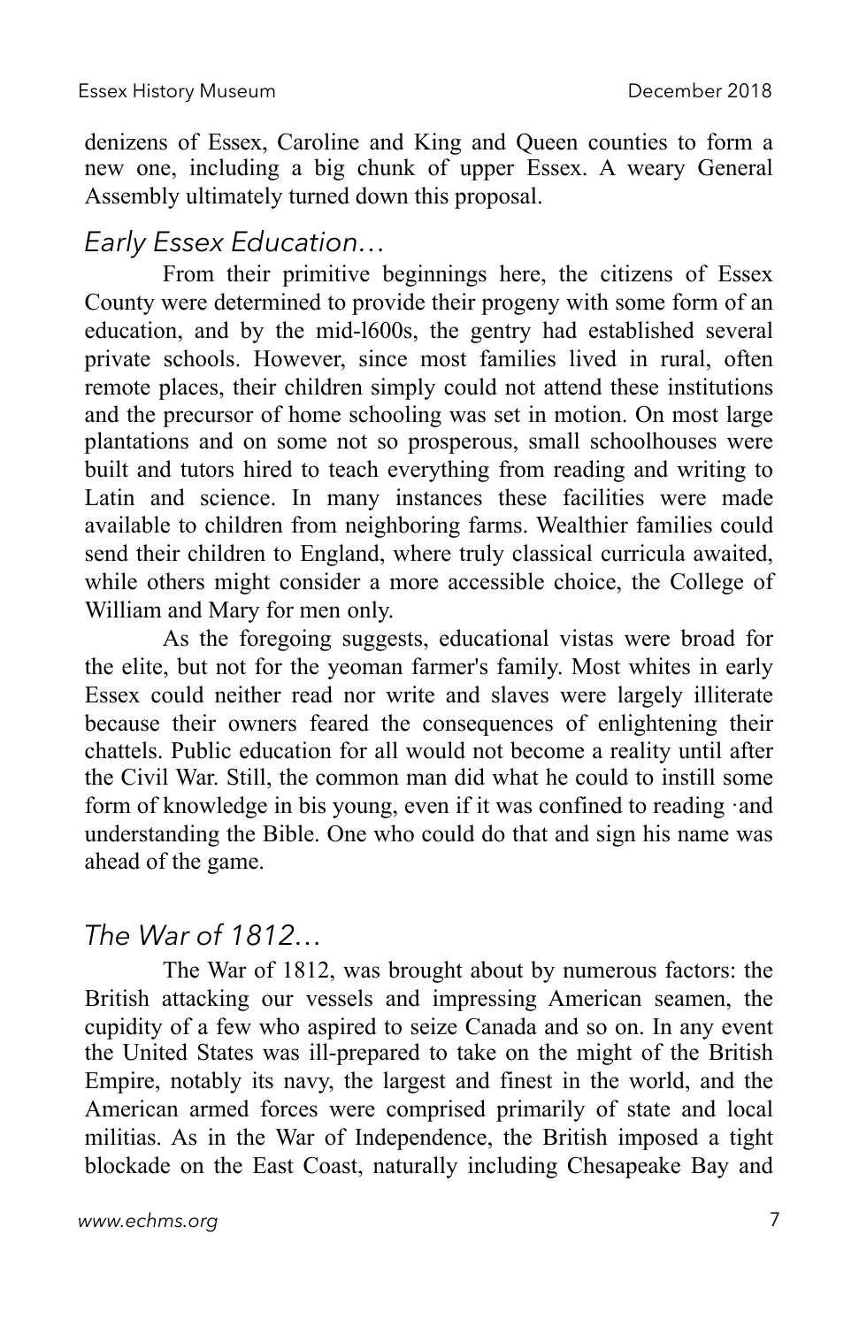denizens of Essex, Caroline and King and Queen counties to form a new one, including a big chunk of upper Essex. A weary General Assembly ultimately turned down this proposal.

## *Early Essex Education…*

From their primitive beginnings here, the citizens of Essex County were determined to provide their progeny with some form of an education, and by the mid-l600s, the gentry had established several private schools. However, since most families lived in rural, often remote places, their children simply could not attend these institutions and the precursor of home schooling was set in motion. On most large plantations and on some not so prosperous, small schoolhouses were built and tutors hired to teach everything from reading and writing to Latin and science. In many instances these facilities were made available to children from neighboring farms. Wealthier families could send their children to England, where truly classical curricula awaited, while others might consider a more accessible choice, the College of William and Mary for men only.

As the foregoing suggests, educational vistas were broad for the elite, but not for the yeoman farmer's family. Most whites in early Essex could neither read nor write and slaves were largely illiterate because their owners feared the consequences of enlightening their chattels. Public education for all would not become a reality until after the Civil War. Still, the common man did what he could to instill some form of knowledge in bis young, even if it was confined to reading ·and understanding the Bible. One who could do that and sign his name was ahead of the game.

## *The War of 1812…*

The War of 1812, was brought about by numerous factors: the British attacking our vessels and impressing American seamen, the cupidity of a few who aspired to seize Canada and so on. In any event the United States was ill-prepared to take on the might of the British Empire, notably its navy, the largest and finest in the world, and the American armed forces were comprised primarily of state and local militias. As in the War of Independence, the British imposed a tight blockade on the East Coast, naturally including Chesapeake Bay and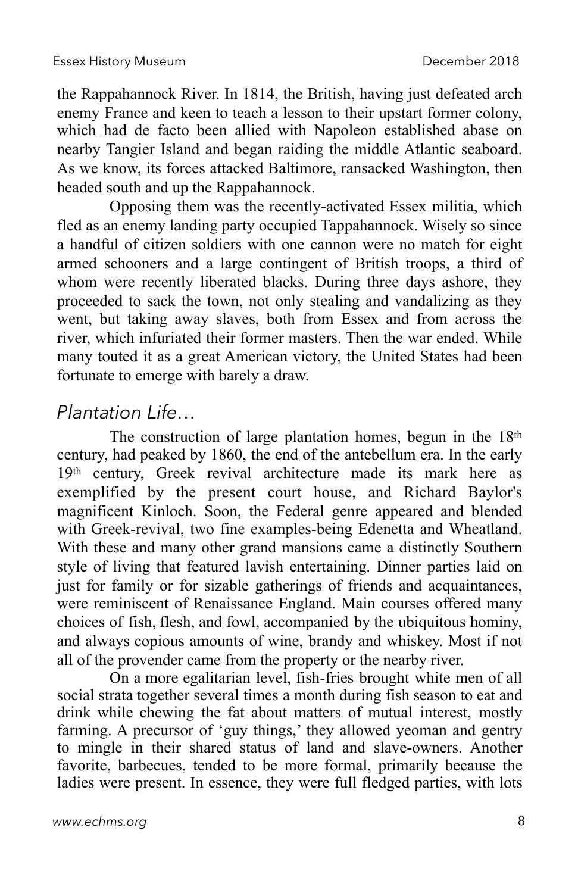the Rappahannock River. In 1814, the British, having just defeated arch enemy France and keen to teach a lesson to their upstart former colony, which had de facto been allied with Napoleon established abase on nearby Tangier Island and began raiding the middle Atlantic seaboard. As we know, its forces attacked Baltimore, ransacked Washington, then headed south and up the Rappahannock.

Opposing them was the recently-activated Essex militia, which fled as an enemy landing party occupied Tappahannock. Wisely so since a handful of citizen soldiers with one cannon were no match for eight armed schooners and a large contingent of British troops, a third of whom were recently liberated blacks. During three days ashore, they proceeded to sack the town, not only stealing and vandalizing as they went, but taking away slaves, both from Essex and from across the river, which infuriated their former masters. Then the war ended. While many touted it as a great American victory, the United States had been fortunate to emerge with barely a draw.

## *Plantation Life…*

The construction of large plantation homes, begun in the 18th century, had peaked by 1860, the end of the antebellum era. In the early 19th century, Greek revival architecture made its mark here as exemplified by the present court house, and Richard Baylor's magnificent Kinloch. Soon, the Federal genre appeared and blended with Greek-revival, two fine examples-being Edenetta and Wheatland. With these and many other grand mansions came a distinctly Southern style of living that featured lavish entertaining. Dinner parties laid on just for family or for sizable gatherings of friends and acquaintances, were reminiscent of Renaissance England. Main courses offered many choices of fish, flesh, and fowl, accompanied by the ubiquitous hominy, and always copious amounts of wine, brandy and whiskey. Most if not all of the provender came from the property or the nearby river.

On a more egalitarian level, fish-fries brought white men of all social strata together several times a month during fish season to eat and drink while chewing the fat about matters of mutual interest, mostly farming. A precursor of 'guy things,' they allowed yeoman and gentry to mingle in their shared status of land and slave-owners. Another favorite, barbecues, tended to be more formal, primarily because the ladies were present. In essence, they were full fledged parties, with lots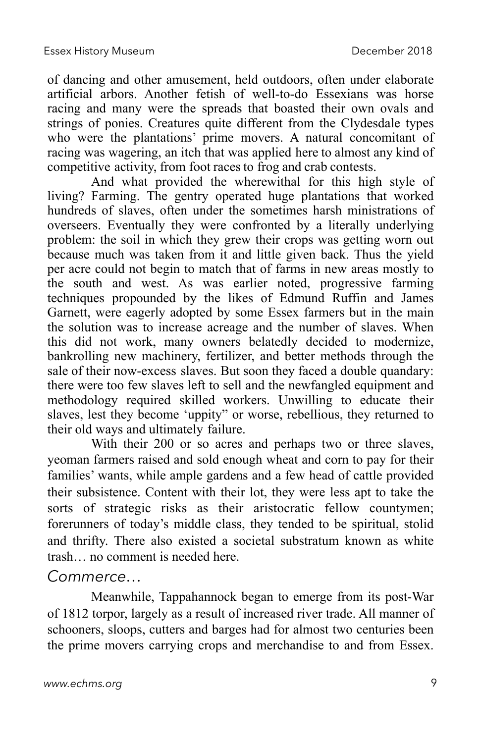of dancing and other amusement, held outdoors, often under elaborate artificial arbors. Another fetish of well-to-do Essexians was horse racing and many were the spreads that boasted their own ovals and strings of ponies. Creatures quite different from the Clydesdale types who were the plantations' prime movers. A natural concomitant of racing was wagering, an itch that was applied here to almost any kind of competitive activity, from foot races to frog and crab contests.

And what provided the wherewithal for this high style of living? Farming. The gentry operated huge plantations that worked hundreds of slaves, often under the sometimes harsh ministrations of overseers. Eventually they were confronted by a literally underlying problem: the soil in which they grew their crops was getting worn out because much was taken from it and little given back. Thus the yield per acre could not begin to match that of farms in new areas mostly to the south and west. As was earlier noted, progressive farming techniques propounded by the likes of Edmund Ruffin and James Garnett, were eagerly adopted by some Essex farmers but in the main the solution was to increase acreage and the number of slaves. When this did not work, many owners belatedly decided to modernize, bankrolling new machinery, fertilizer, and better methods through the sale of their now-excess slaves. But soon they faced a double quandary: there were too few slaves left to sell and the newfangled equipment and methodology required skilled workers. Unwilling to educate their slaves, lest they become 'uppity" or worse, rebellious, they returned to their old ways and ultimately failure.

With their 200 or so acres and perhaps two or three slaves, yeoman farmers raised and sold enough wheat and corn to pay for their families' wants, while ample gardens and a few head of cattle provided their subsistence. Content with their lot, they were less apt to take the sorts of strategic risks as their aristocratic fellow countymen; forerunners of today's middle class, they tended to be spiritual, stolid and thrifty. There also existed a societal substratum known as white trash… no comment is needed here.

### *Commerce…*

Meanwhile, Tappahannock began to emerge from its post-War of 1812 torpor, largely as a result of increased river trade. All manner of schooners, sloops, cutters and barges had for almost two centuries been the prime movers carrying crops and merchandise to and from Essex.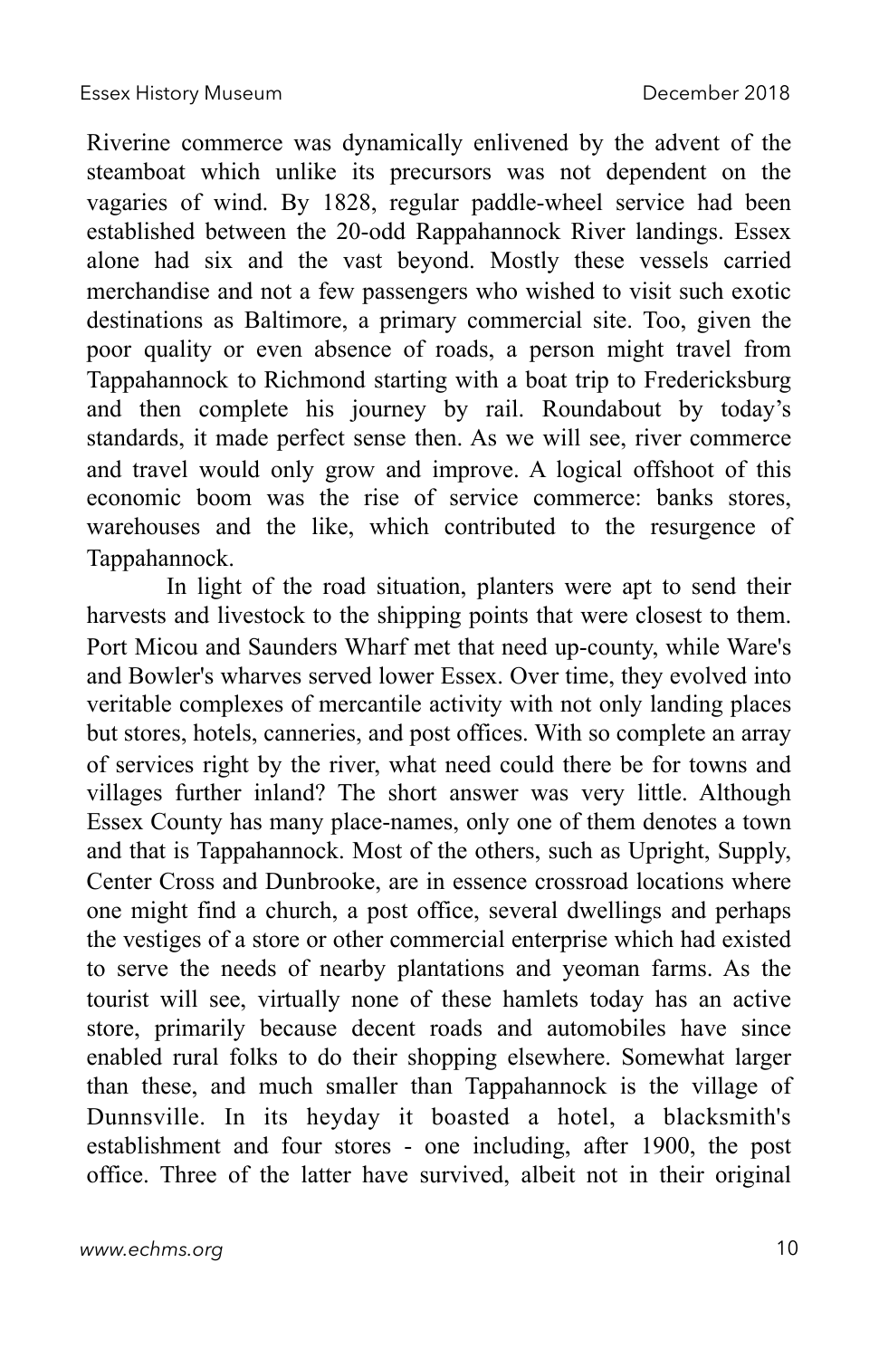Riverine commerce was dynamically enlivened by the advent of the steamboat which unlike its precursors was not dependent on the vagaries of wind. By 1828, regular paddle-wheel service had been established between the 20-odd Rappahannock River landings. Essex alone had six and the vast beyond. Mostly these vessels carried merchandise and not a few passengers who wished to visit such exotic destinations as Baltimore, a primary commercial site. Too, given the poor quality or even absence of roads, a person might travel from Tappahannock to Richmond starting with a boat trip to Fredericksburg and then complete his journey by rail. Roundabout by today's standards, it made perfect sense then. As we will see, river commerce and travel would only grow and improve. A logical offshoot of this economic boom was the rise of service commerce: banks stores, warehouses and the like, which contributed to the resurgence of Tappahannock.

In light of the road situation, planters were apt to send their harvests and livestock to the shipping points that were closest to them. Port Micou and Saunders Wharf met that need up-county, while Ware's and Bowler's wharves served lower Essex. Over time, they evolved into veritable complexes of mercantile activity with not only landing places but stores, hotels, canneries, and post offices. With so complete an array of services right by the river, what need could there be for towns and villages further inland? The short answer was very little. Although Essex County has many place-names, only one of them denotes a town and that is Tappahannock. Most of the others, such as Upright, Supply, Center Cross and Dunbrooke, are in essence crossroad locations where one might find a church, a post office, several dwellings and perhaps the vestiges of a store or other commercial enterprise which had existed to serve the needs of nearby plantations and yeoman farms. As the tourist will see, virtually none of these hamlets today has an active store, primarily because decent roads and automobiles have since enabled rural folks to do their shopping elsewhere. Somewhat larger than these, and much smaller than Tappahannock is the village of Dunnsville. In its heyday it boasted a hotel, a blacksmith's establishment and four stores - one including, after 1900, the post office. Three of the latter have survived, albeit not in their original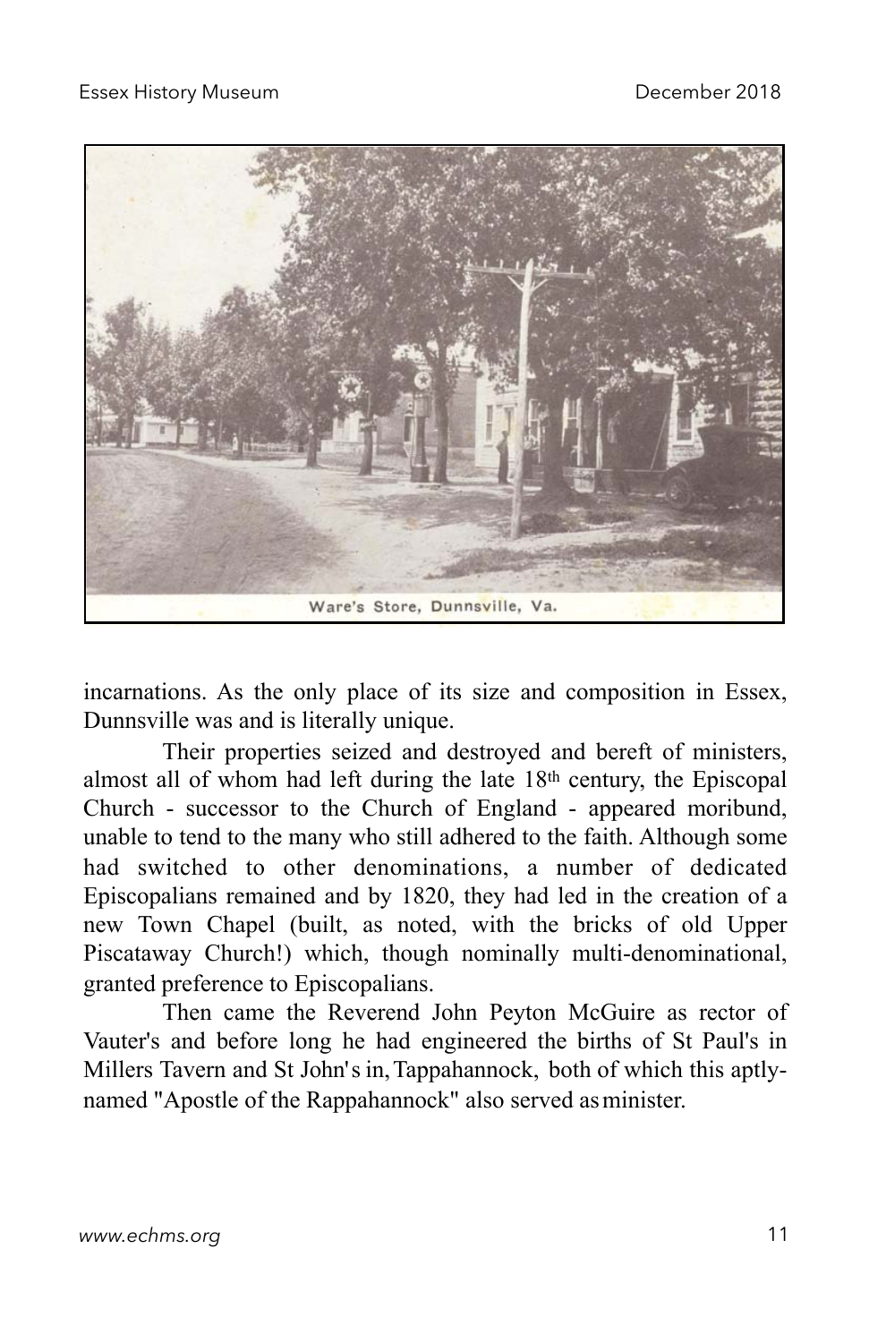Ware's Store, Dunnsville, Va.

incarnations. As the only place of its size and composition in Essex, Dunnsville was and is literally unique.

Their properties seized and destroyed and bereft of ministers, almost all of whom had left during the late 18th century, the Episcopal Church - successor to the Church of England - appeared moribund, unable to tend to the many who still adhered to the faith. Although some had switched to other denominations, a number of dedicated Episcopalians remained and by 1820, they had led in the creation of a new Town Chapel (built, as noted, with the bricks of old Upper Piscataway Church!) which, though nominally multi-denominational, granted preference to Episcopalians.

Then came the Reverend John Peyton McGuire as rector of Vauter's and before long he had engineered the births of St Paul's in Millers Tavern and St John's in, Tappahannock, both of which this aptly-named "Apostle of the Rappahannock" also served as minister.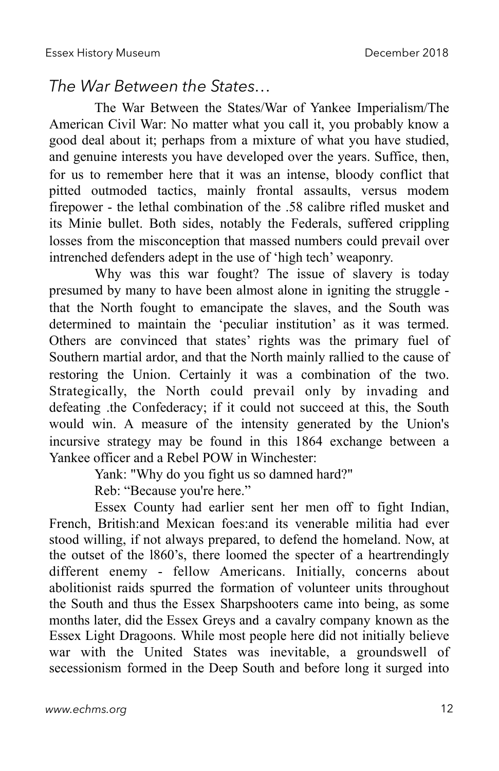## *The War Between the States…*

The War Between the States/War of Yankee Imperialism/The American Civil War: No matter what you call it, you probably know a good deal about it; perhaps from a mixture of what you have studied, and genuine interests you have developed over the years. Suffice, then, for us to remember here that it was an intense, bloody conflict that pitted outmoded tactics, mainly frontal assaults, versus modem firepower - the lethal combination of the .58 calibre rifled musket and its Minie bullet. Both sides, notably the Federals, suffered crippling losses from the misconception that massed numbers could prevail over intrenched defenders adept in the use of 'high tech' weaponry.

Why was this war fought? The issue of slavery is today presumed by many to have been almost alone in igniting the struggle - that the North fought to emancipate the slaves, and the South was determined to maintain the 'peculiar institution' as it was termed. Others are convinced that states' rights was the primary fuel of Southern martial ardor, and that the North mainly rallied to the cause of restoring the Union. Certainly it was a combination of the two. Strategically, the North could prevail only by invading and defeating .the Confederacy; if it could not succeed at this, the South would win. A measure of the intensity generated by the Union's incursive strategy may be found in this 1864 exchange between a Yankee officer and a Rebel POW in Winchester:

Yank: "Why do you fight us so damned hard?"

Reb: "Because you're here."

Essex County had earlier sent her men off to fight Indian, French, British:and Mexican foes:and its venerable militia had ever stood willing, if not always prepared, to defend the homeland. Now, at the outset of the l860's, there loomed the specter of a heartrendingly different enemy - fellow Americans. Initially, concerns about abolitionist raids spurred the formation of volunteer units throughout the South and thus the Essex Sharpshooters came into being, as some months later, did the Essex Greys and a cavalry company known as the Essex Light Dragoons. While most people here did not initially believe war with the United States was inevitable, a groundswell of secessionism formed in the Deep South and before long it surged into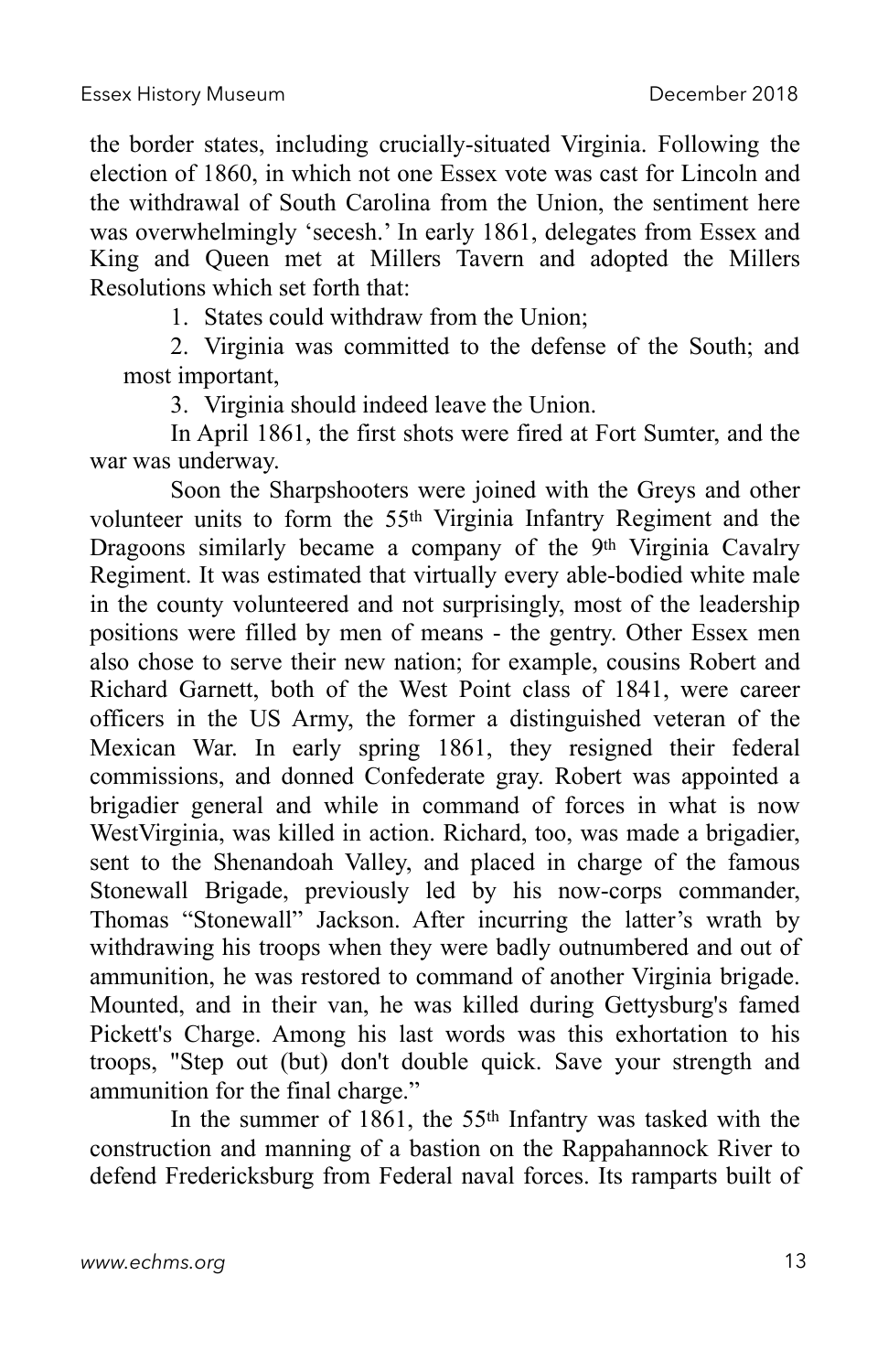the border states, including crucially-situated Virginia. Following the election of 1860, in which not one Essex vote was cast for Lincoln and the withdrawal of South Carolina from the Union, the sentiment here was overwhelmingly 'secesh.' In early 1861, delegates from Essex and King and Queen met at Millers Tavern and adopted the Millers Resolutions which set forth that:

1. States could withdraw from the Union;
2. Virginia was committed to the defense of the South; and most important,
3. Virginia should indeed leave the Union.

In April 1861, the first shots were fired at Fort Sumter, and the war was underway.

Soon the Sharpshooters were joined with the Greys and other volunteer units to form the 55th Virginia Infantry Regiment and the Dragoons similarly became a company of the 9th Virginia Cavalry Regiment. It was estimated that virtually every able-bodied white male in the county volunteered and not surprisingly, most of the leadership positions were filled by men of means - the gentry. Other Essex men also chose to serve their new nation; for example, cousins Robert and Richard Garnett, both of the West Point class of 1841, were career officers in the US Army, the former a distinguished veteran of the Mexican War. In early spring 1861, they resigned their federal commissions, and donned Confederate gray. Robert was appointed a brigadier general and while in command of forces in what is now WestVirginia, was killed in action. Richard, too, was made a brigadier, sent to the Shenandoah Valley, and placed in charge of the famous Stonewall Brigade, previously led by his now-corps commander, Thomas "Stonewall" Jackson. After incurring the latter's wrath by withdrawing his troops when they were badly outnumbered and out of ammunition, he was restored to command of another Virginia brigade. Mounted, and in their van, he was killed during Gettysburg's famed Pickett's Charge. Among his last words was this exhortation to his troops, "Step out (but) don't double quick. Save your strength and ammunition for the final charge."

In the summer of 1861, the 55th Infantry was tasked with the construction and manning of a bastion on the Rappahannock River to defend Fredericksburg from Federal naval forces. Its ramparts built of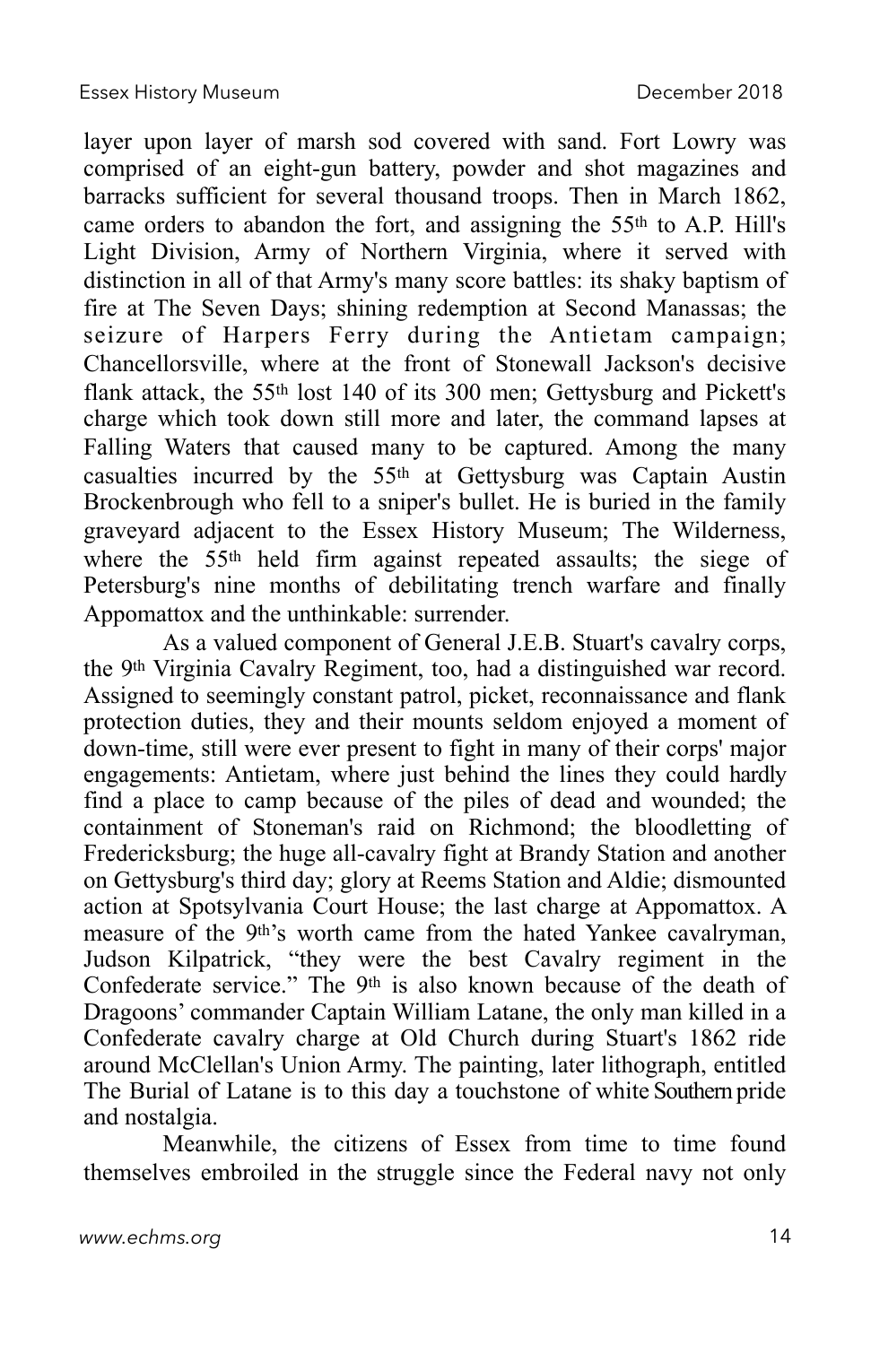layer upon layer of marsh sod covered with sand. Fort Lowry was comprised of an eight-gun battery, powder and shot magazines and barracks sufficient for several thousand troops. Then in March 1862, came orders to abandon the fort, and assigning the 55th to A.P. Hill's Light Division, Army of Northern Virginia, where it served with distinction in all of that Army's many score battles: its shaky baptism of fire at The Seven Days; shining redemption at Second Manassas; the seizure of Harpers Ferry during the Antietam campaign; Chancellorsville, where at the front of Stonewall Jackson's decisive flank attack, the 55th lost 140 of its 300 men; Gettysburg and Pickett's charge which took down still more and later, the command lapses at Falling Waters that caused many to be captured. Among the many casualties incurred by the 55th at Gettysburg was Captain Austin Brockenbrough who fell to a sniper's bullet. He is buried in the family graveyard adjacent to the Essex History Museum; The Wilderness, where the 55th held firm against repeated assaults; the siege of Petersburg's nine months of debilitating trench warfare and finally Appomattox and the unthinkable: surrender.

As a valued component of General J.E.B. Stuart's cavalry corps, the 9th Virginia Cavalry Regiment, too, had a distinguished war record. Assigned to seemingly constant patrol, picket, reconnaissance and flank protection duties, they and their mounts seldom enjoyed a moment of down-time, still were ever present to fight in many of their corps' major engagements: Antietam, where just behind the lines they could hardly find a place to camp because of the piles of dead and wounded; the containment of Stoneman's raid on Richmond; the bloodletting of Fredericksburg; the huge all-cavalry fight at Brandy Station and another on Gettysburg's third day; glory at Reems Station and Aldie; dismounted action at Spotsylvania Court House; the last charge at Appomattox. A measure of the 9th's worth came from the hated Yankee cavalryman, Judson Kilpatrick, "they were the best Cavalry regiment in the Confederate service." The 9th is also known because of the death of Dragoons' commander Captain William Latane, the only man killed in a Confederate cavalry charge at Old Church during Stuart's 1862 ride around McClellan's Union Army. The painting, later lithograph, entitled The Burial of Latane is to this day a touchstone of white Southern pride and nostalgia.

Meanwhile, the citizens of Essex from time to time found themselves embroiled in the struggle since the Federal navy not only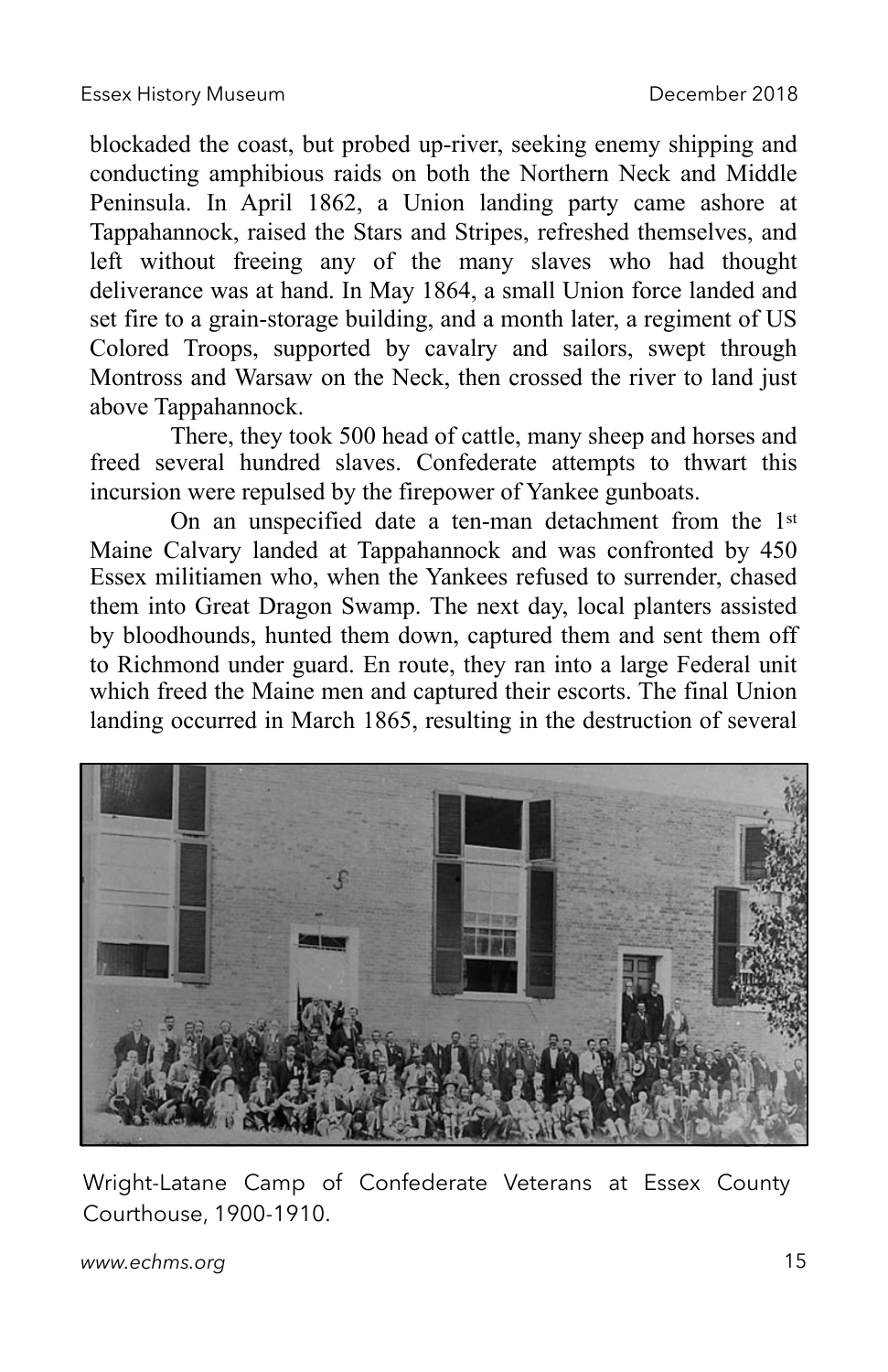blockaded the coast, but probed up-river, seeking enemy shipping and conducting amphibious raids on both the Northern Neck and Middle Peninsula. In April 1862, a Union landing party came ashore at Tappahannock, raised the Stars and Stripes, refreshed themselves, and left without freeing any of the many slaves who had thought deliverance was at hand. In May 1864, a small Union force landed and set fire to a grain-storage building, and a month later, a regiment of US Colored Troops, supported by cavalry and sailors, swept through Montross and Warsaw on the Neck, then crossed the river to land just above Tappahannock.

There, they took 500 head of cattle, many sheep and horses and freed several hundred slaves. Confederate attempts to thwart this incursion were repulsed by the firepower of Yankee gunboats.

On an unspecified date a ten-man detachment from the 1st Maine Calvary landed at Tappahannock and was confronted by 450 Essex militiamen who, when the Yankees refused to surrender, chased them into Great Dragon Swamp. The next day, local planters assisted by bloodhounds, hunted them down, captured them and sent them off to Richmond under guard. En route, they ran into a large Federal unit which freed the Maine men and captured their escorts. The final Union landing occurred in March 1865, resulting in the destruction of several

Wright-Latane Camp of Confederate Veterans at Essex County Courthouse, 1900-1910.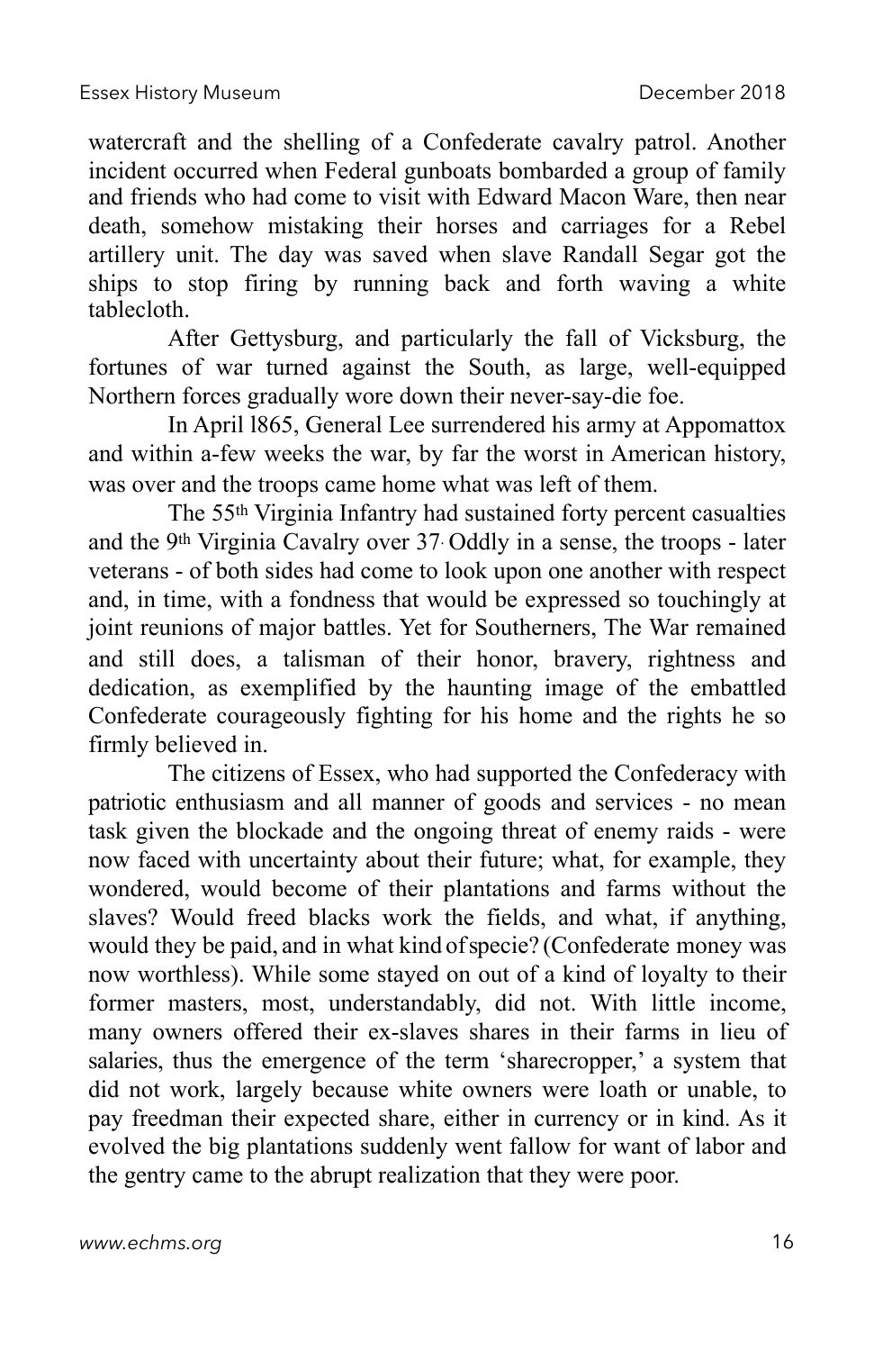watercraft and the shelling of a Confederate cavalry patrol. Another incident occurred when Federal gunboats bombarded a group of family and friends who had come to visit with Edward Macon Ware, then near death, somehow mistaking their horses and carriages for a Rebel artillery unit. The day was saved when slave Randall Segar got the ships to stop firing by running back and forth waving a white tablecloth.

After Gettysburg, and particularly the fall of Vicksburg, the fortunes of war turned against the South, as large, well-equipped Northern forces gradually wore down their never-say-die foe.

In April l865, General Lee surrendered his army at Appomattox and within a-few weeks the war, by far the worst in American history, was over and the troops came home what was left of them.

The 55th Virginia Infantry had sustained forty percent casualties and the 9th Virginia Cavalry over 37. Oddly in a sense, the troops - later veterans - of both sides had come to look upon one another with respect and, in time, with a fondness that would be expressed so touchingly at joint reunions of major battles. Yet for Southerners, The War remained and still does, a talisman of their honor, bravery, rightness and dedication, as exemplified by the haunting image of the embattled Confederate courageously fighting for his home and the rights he so firmly believed in.

The citizens of Essex, who had supported the Confederacy with patriotic enthusiasm and all manner of goods and services - no mean task given the blockade and the ongoing threat of enemy raids - were now faced with uncertainty about their future; what, for example, they wondered, would become of their plantations and farms without the slaves? Would freed blacks work the fields, and what, if anything, would they be paid, and in what kind of specie? (Confederate money was now worthless). While some stayed on out of a kind of loyalty to their former masters, most, understandably, did not. With little income, many owners offered their ex-slaves shares in their farms in lieu of salaries, thus the emergence of the term 'sharecropper,' a system that did not work, largely because white owners were loath or unable, to pay freedman their expected share, either in currency or in kind. As it evolved the big plantations suddenly went fallow for want of labor and the gentry came to the abrupt realization that they were poor.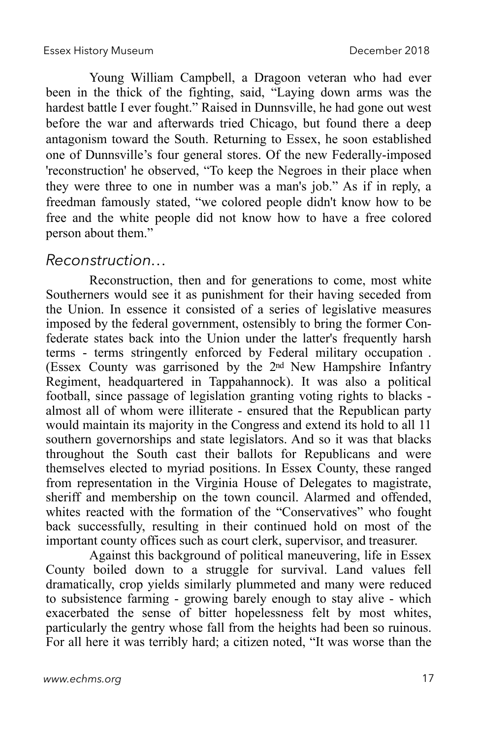Young William Campbell, a Dragoon veteran who had ever been in the thick of the fighting, said, "Laying down arms was the hardest battle I ever fought." Raised in Dunnsville, he had gone out west before the war and afterwards tried Chicago, but found there a deep antagonism toward the South. Returning to Essex, he soon established one of Dunnsville's four general stores. Of the new Federally-imposed 'reconstruction' he observed, "To keep the Negroes in their place when they were three to one in number was a man's job." As if in reply, a freedman famously stated, "we colored people didn't know how to be free and the white people did not know how to have a free colored person about them."

## *Reconstruction…*

Reconstruction, then and for generations to come, most white Southerners would see it as punishment for their having seceded from the Union. In essence it consisted of a series of legislative measures imposed by the federal government, ostensibly to bring the former Confederate states back into the Union under the latter's frequently harsh terms - terms stringently enforced by Federal military occupation . (Essex County was garrisoned by the 2nd New Hampshire Infantry Regiment, headquartered in Tappahannock). It was also a political football, since passage of legislation granting voting rights to blacks - almost all of whom were illiterate - ensured that the Republican party would maintain its majority in the Congress and extend its hold to all 11 southern governorships and state legislators. And so it was that blacks throughout the South cast their ballots for Republicans and were themselves elected to myriad positions. In Essex County, these ranged from representation in the Virginia House of Delegates to magistrate, sheriff and membership on the town council. Alarmed and offended, whites reacted with the formation of the "Conservatives" who fought back successfully, resulting in their continued hold on most of the important county offices such as court clerk, supervisor, and treasurer.

Against this background of political maneuvering, life in Essex County boiled down to a struggle for survival. Land values fell dramatically, crop yields similarly plummeted and many were reduced to subsistence farming - growing barely enough to stay alive - which exacerbated the sense of bitter hopelessness felt by most whites, particularly the gentry whose fall from the heights had been so ruinous. For all here it was terribly hard; a citizen noted, "It was worse than the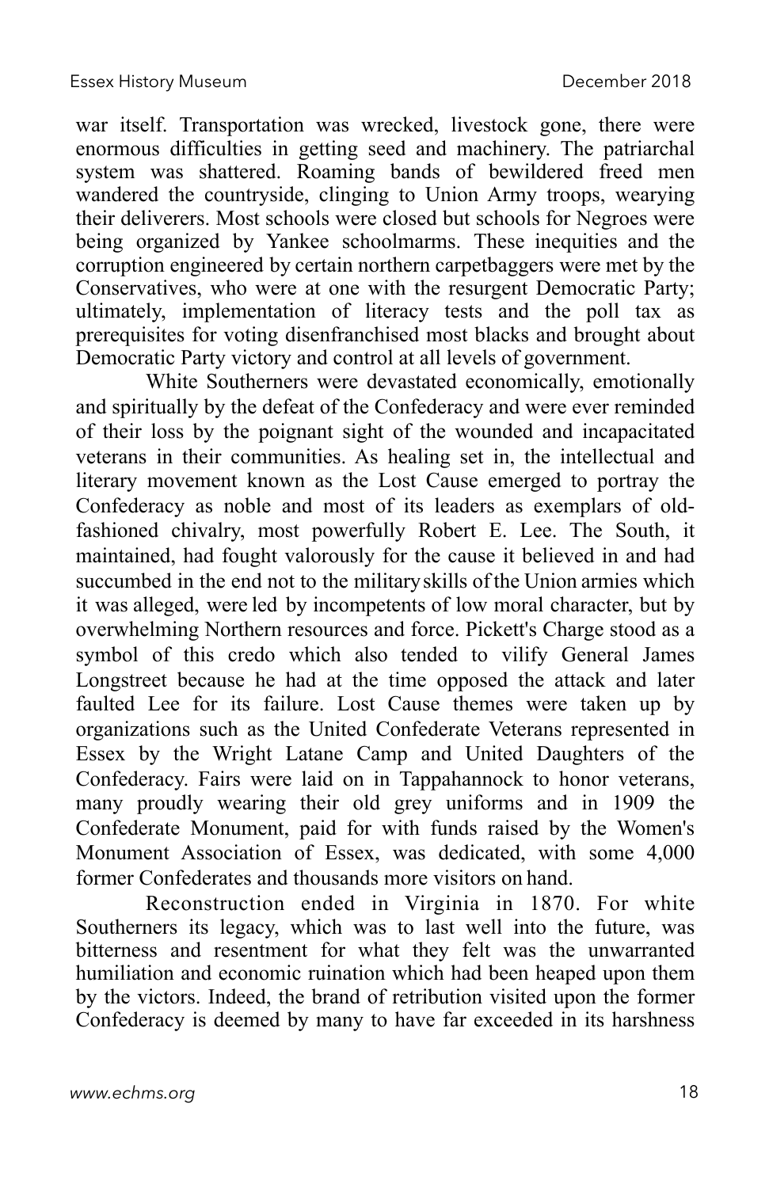war itself. Transportation was wrecked, livestock gone, there were enormous difficulties in getting seed and machinery. The patriarchal system was shattered. Roaming bands of bewildered freed men wandered the countryside, clinging to Union Army troops, wearying their deliverers. Most schools were closed but schools for Negroes were being organized by Yankee schoolmarms. These inequities and the corruption engineered by certain northern carpetbaggers were met by the Conservatives, who were at one with the resurgent Democratic Party; ultimately, implementation of literacy tests and the poll tax as prerequisites for voting disenfranchised most blacks and brought about Democratic Party victory and control at all levels of government.

White Southerners were devastated economically, emotionally and spiritually by the defeat of the Confederacy and were ever reminded of their loss by the poignant sight of the wounded and incapacitated veterans in their communities. As healing set in, the intellectual and literary movement known as the Lost Cause emerged to portray the Confederacy as noble and most of its leaders as exemplars of old-fashioned chivalry, most powerfully Robert E. Lee. The South, it maintained, had fought valorously for the cause it believed in and had succumbed in the end not to the military skills of the Union armies which it was alleged, were led by incompetents of low moral character, but by overwhelming Northern resources and force. Pickett's Charge stood as a symbol of this credo which also tended to vilify General James Longstreet because he had at the time opposed the attack and later faulted Lee for its failure. Lost Cause themes were taken up by organizations such as the United Confederate Veterans represented in Essex by the Wright Latane Camp and United Daughters of the Confederacy. Fairs were laid on in Tappahannock to honor veterans, many proudly wearing their old grey uniforms and in 1909 the Confederate Monument, paid for with funds raised by the Women's Monument Association of Essex, was dedicated, with some 4,000 former Confederates and thousands more visitors on hand.

Reconstruction ended in Virginia in 1870. For white Southerners its legacy, which was to last well into the future, was bitterness and resentment for what they felt was the unwarranted humiliation and economic ruination which had been heaped upon them by the victors. Indeed, the brand of retribution visited upon the former Confederacy is deemed by many to have far exceeded in its harshness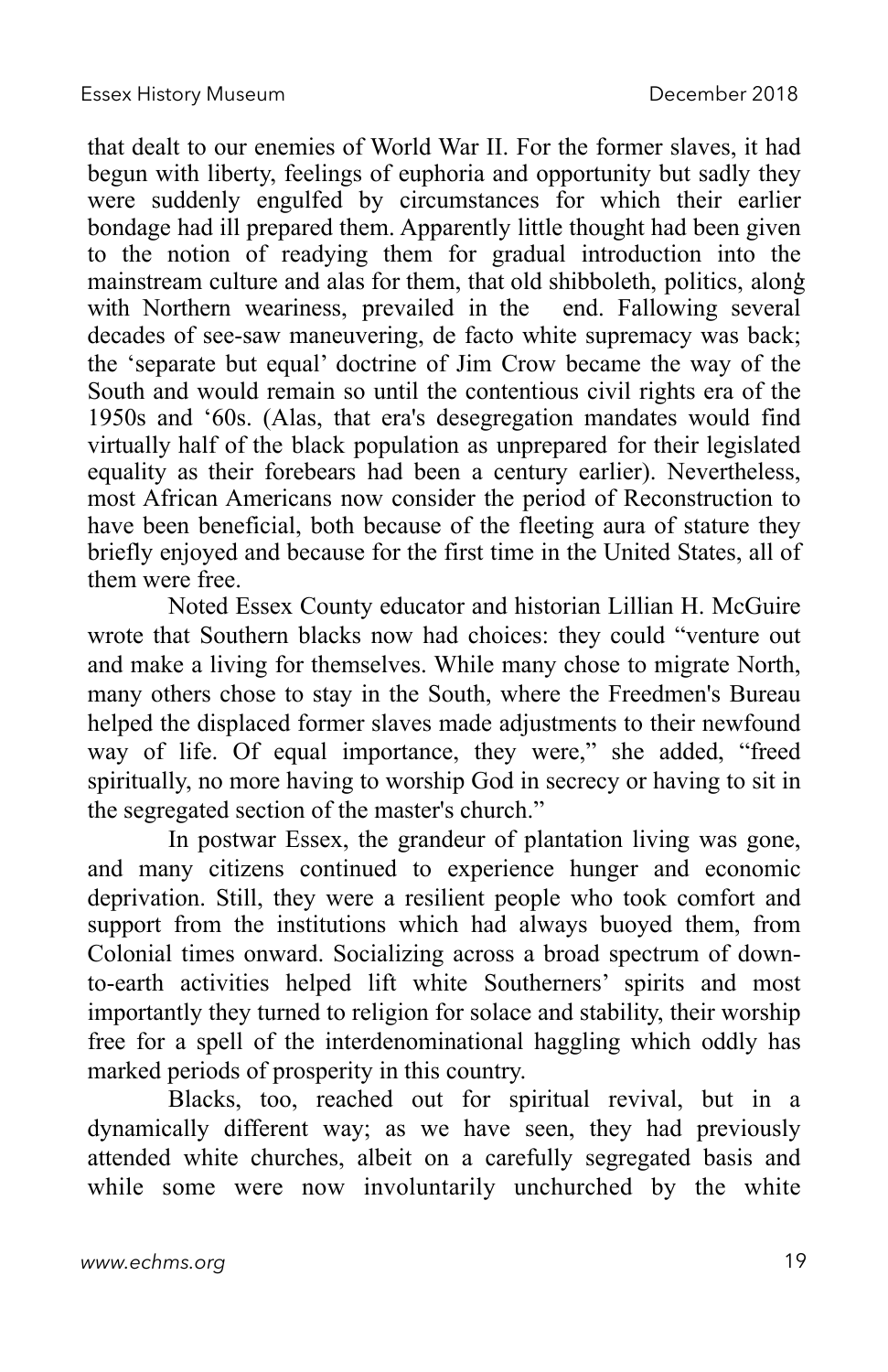that dealt to our enemies of World War II. For the former slaves, it had begun with liberty, feelings of euphoria and opportunity but sadly they were suddenly engulfed by circumstances for which their earlier bondage had ill prepared them. Apparently little thought had been given to the notion of readying them for gradual introduction into the mainstream culture and alas for them, that old shibboleth, politics, along with Northern weariness, prevailed in the end. Fallowing several decades of see-saw maneuvering, de facto white supremacy was back; the 'separate but equal' doctrine of Jim Crow became the way of the South and would remain so until the contentious civil rights era of the 1950s and '60s. (Alas, that era's desegregation mandates would find virtually half of the black population as unprepared for their legislated equality as their forebears had been a century earlier). Nevertheless, most African Americans now consider the period of Reconstruction to have been beneficial, both because of the fleeting aura of stature they briefly enjoyed and because for the first time in the United States, all of them were free.

Noted Essex County educator and historian Lillian H. McGuire wrote that Southern blacks now had choices: they could "venture out and make a living for themselves. While many chose to migrate North, many others chose to stay in the South, where the Freedmen's Bureau helped the displaced former slaves made adjustments to their newfound way of life. Of equal importance, they were," she added, "freed spiritually, no more having to worship God in secrecy or having to sit in the segregated section of the master's church."

In postwar Essex, the grandeur of plantation living was gone, and many citizens continued to experience hunger and economic deprivation. Still, they were a resilient people who took comfort and support from the institutions which had always buoyed them, from Colonial times onward. Socializing across a broad spectrum of down-to-earth activities helped lift white Southerners' spirits and most importantly they turned to religion for solace and stability, their worship free for a spell of the interdenominational haggling which oddly has marked periods of prosperity in this country.

Blacks, too, reached out for spiritual revival, but in a dynamically different way; as we have seen, they had previously attended white churches, albeit on a carefully segregated basis and while some were now involuntarily unchurched by the white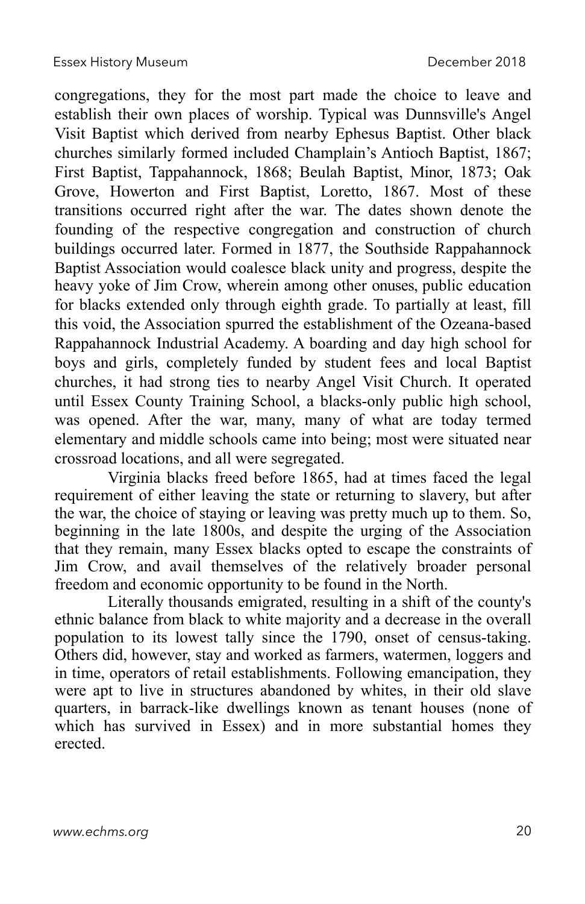congregations, they for the most part made the choice to leave and establish their own places of worship. Typical was Dunnsville's Angel Visit Baptist which derived from nearby Ephesus Baptist. Other black churches similarly formed included Champlain's Antioch Baptist, 1867; First Baptist, Tappahannock, 1868; Beulah Baptist, Minor, 1873; Oak Grove, Howerton and First Baptist, Loretto, 1867. Most of these transitions occurred right after the war. The dates shown denote the founding of the respective congregation and construction of church buildings occurred later. Formed in 1877, the Southside Rappahannock Baptist Association would coalesce black unity and progress, despite the heavy yoke of Jim Crow, wherein among other onuses, public education for blacks extended only through eighth grade. To partially at least, fill this void, the Association spurred the establishment of the Ozeana-based Rappahannock Industrial Academy. A boarding and day high school for boys and girls, completely funded by student fees and local Baptist churches, it had strong ties to nearby Angel Visit Church. It operated until Essex County Training School, a blacks-only public high school, was opened. After the war, many, many of what are today termed elementary and middle schools came into being; most were situated near crossroad locations, and all were segregated.

Virginia blacks freed before 1865, had at times faced the legal requirement of either leaving the state or returning to slavery, but after the war, the choice of staying or leaving was pretty much up to them. So, beginning in the late 1800s, and despite the urging of the Association that they remain, many Essex blacks opted to escape the constraints of Jim Crow, and avail themselves of the relatively broader personal freedom and economic opportunity to be found in the North.

Literally thousands emigrated, resulting in a shift of the county's ethnic balance from black to white majority and a decrease in the overall population to its lowest tally since the 1790, onset of census-taking. Others did, however, stay and worked as farmers, watermen, loggers and in time, operators of retail establishments. Following emancipation, they were apt to live in structures abandoned by whites, in their old slave quarters, in barrack-like dwellings known as tenant houses (none of which has survived in Essex) and in more substantial homes they erected.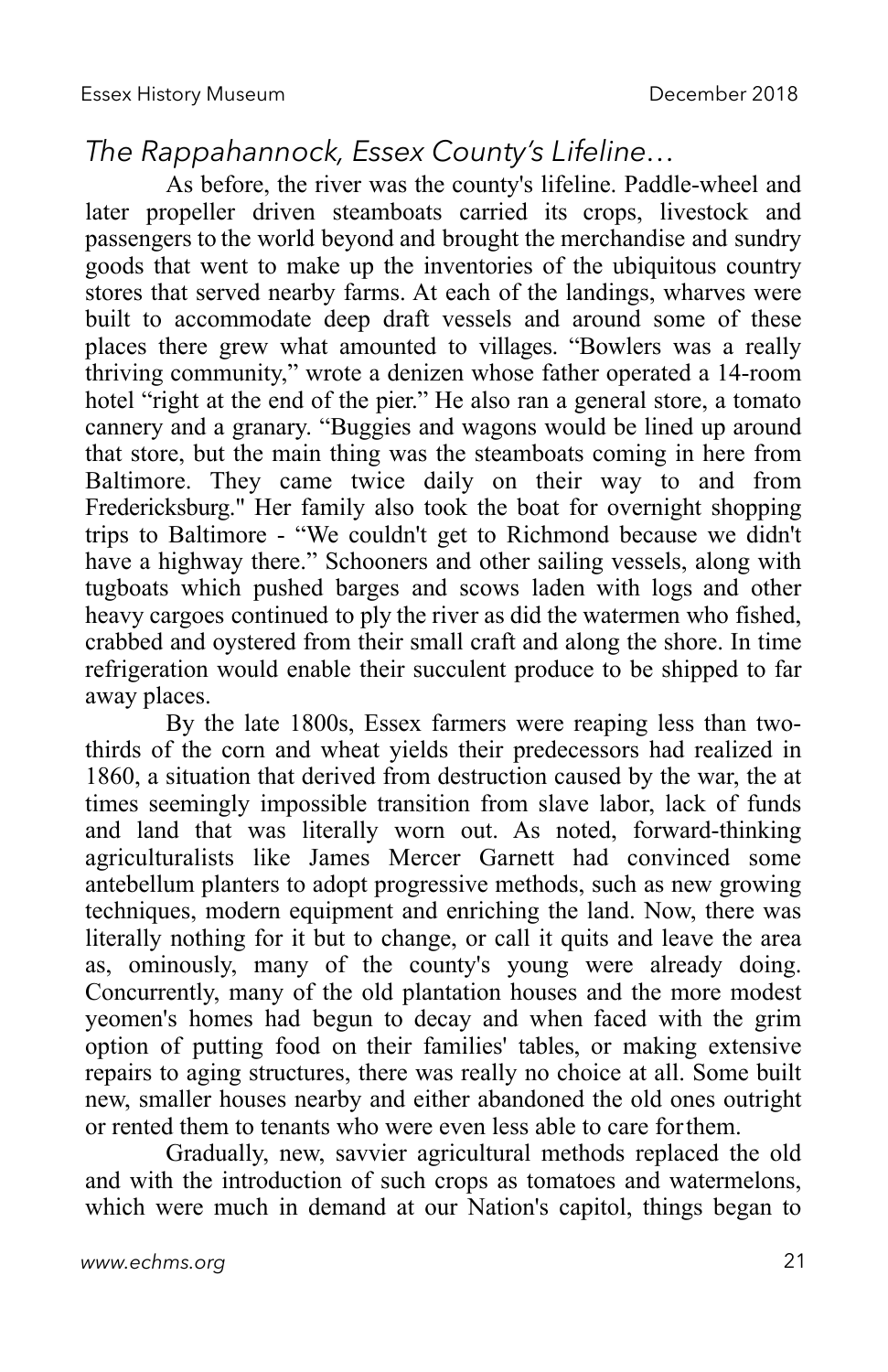*The Rappahannock, Essex County's Lifeline…*

As before, the river was the county's lifeline. Paddle-wheel and later propeller driven steamboats carried its crops, livestock and passengers to the world beyond and brought the merchandise and sundry goods that went to make up the inventories of the ubiquitous country stores that served nearby farms. At each of the landings, wharves were built to accommodate deep draft vessels and around some of these places there grew what amounted to villages. "Bowlers was a really thriving community," wrote a denizen whose father operated a 14-room hotel "right at the end of the pier." He also ran a general store, a tomato cannery and a granary. "Buggies and wagons would be lined up around that store, but the main thing was the steamboats coming in here from Baltimore. They came twice daily on their way to and from Fredericksburg." Her family also took the boat for overnight shopping trips to Baltimore - "We couldn't get to Richmond because we didn't have a highway there." Schooners and other sailing vessels, along with tugboats which pushed barges and scows laden with logs and other heavy cargoes continued to ply the river as did the watermen who fished, crabbed and oystered from their small craft and along the shore. In time refrigeration would enable their succulent produce to be shipped to far away places.

By the late 1800s, Essex farmers were reaping less than two-thirds of the corn and wheat yields their predecessors had realized in 1860, a situation that derived from destruction caused by the war, the at times seemingly impossible transition from slave labor, lack of funds and land that was literally worn out. As noted, forward-thinking agriculturalists like James Mercer Garnett had convinced some antebellum planters to adopt progressive methods, such as new growing techniques, modern equipment and enriching the land. Now, there was literally nothing for it but to change, or call it quits and leave the area as, ominously, many of the county's young were already doing. Concurrently, many of the old plantation houses and the more modest yeomen's homes had begun to decay and when faced with the grim option of putting food on their families' tables, or making extensive repairs to aging structures, there was really no choice at all. Some built new, smaller houses nearby and either abandoned the old ones outright or rented them to tenants who were even less able to care for them.

Gradually, new, savvier agricultural methods replaced the old and with the introduction of such crops as tomatoes and watermelons, which were much in demand at our Nation's capitol, things began to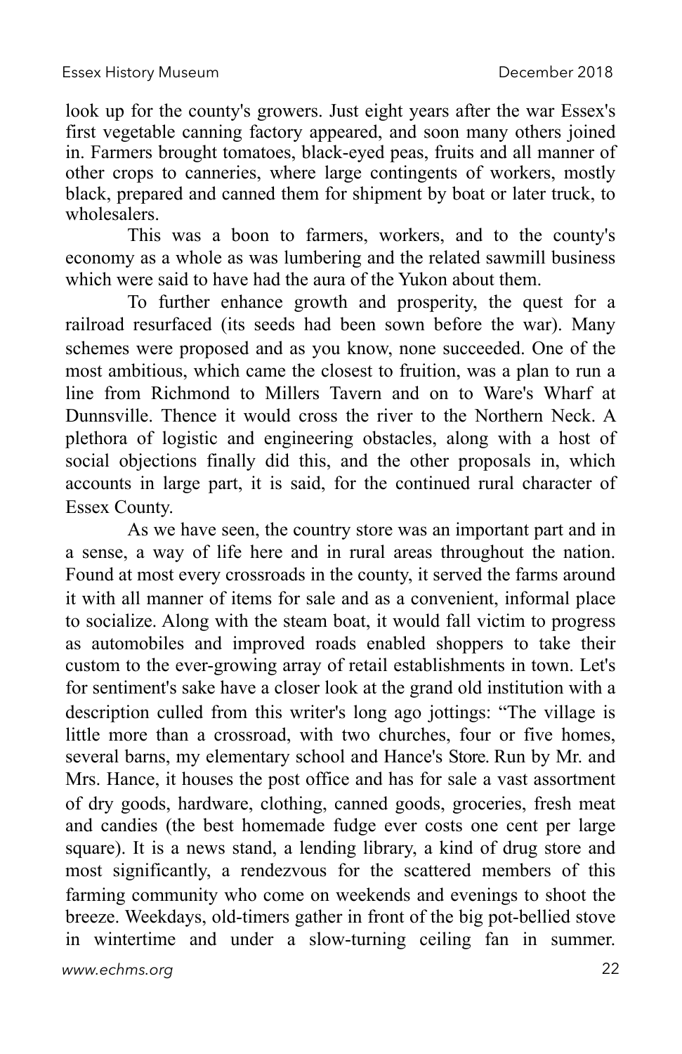look up for the county's growers. Just eight years after the war Essex's first vegetable canning factory appeared, and soon many others joined in. Farmers brought tomatoes, black-eyed peas, fruits and all manner of other crops to canneries, where large contingents of workers, mostly black, prepared and canned them for shipment by boat or later truck, to wholesalers.

This was a boon to farmers, workers, and to the county's economy as a whole as was lumbering and the related sawmill business which were said to have had the aura of the Yukon about them.

To further enhance growth and prosperity, the quest for a railroad resurfaced (its seeds had been sown before the war). Many schemes were proposed and as you know, none succeeded. One of the most ambitious, which came the closest to fruition, was a plan to run a line from Richmond to Millers Tavern and on to Ware's Wharf at Dunnsville. Thence it would cross the river to the Northern Neck. A plethora of logistic and engineering obstacles, along with a host of social objections finally did this, and the other proposals in, which accounts in large part, it is said, for the continued rural character of Essex County.

As we have seen, the country store was an important part and in a sense, a way of life here and in rural areas throughout the nation. Found at most every crossroads in the county, it served the farms around it with all manner of items for sale and as a convenient, informal place to socialize. Along with the steam boat, it would fall victim to progress as automobiles and improved roads enabled shoppers to take their custom to the ever-growing array of retail establishments in town. Let's for sentiment's sake have a closer look at the grand old institution with a description culled from this writer's long ago jottings: "The village is little more than a crossroad, with two churches, four or five homes, several barns, my elementary school and Hance's Store. Run by Mr. and Mrs. Hance, it houses the post office and has for sale a vast assortment of dry goods, hardware, clothing, canned goods, groceries, fresh meat and candies (the best homemade fudge ever costs one cent per large square). It is a news stand, a lending library, a kind of drug store and most significantly, a rendezvous for the scattered members of this farming community who come on weekends and evenings to shoot the breeze. Weekdays, old-timers gather in front of the big pot-bellied stove in wintertime and under a slow-turning ceiling fan in summer.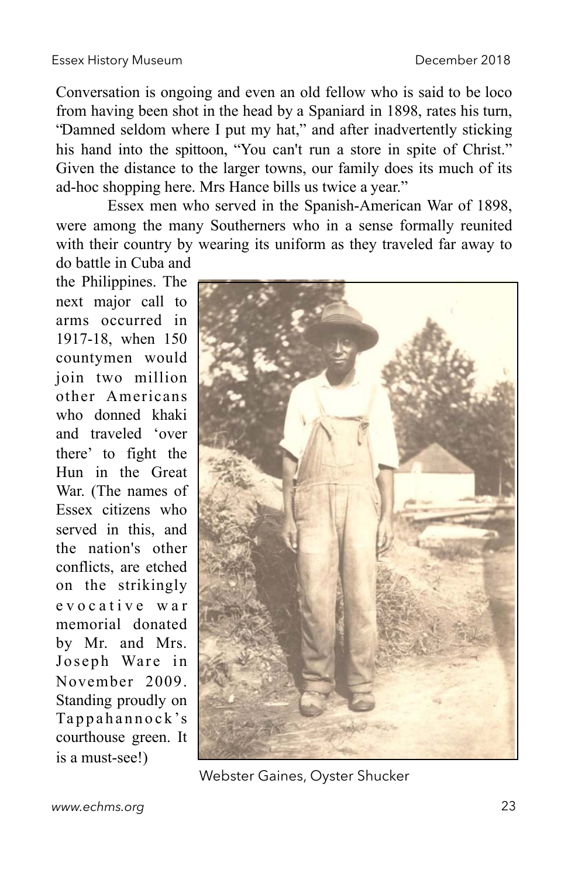Conversation is ongoing and even an old fellow who is said to be loco from having been shot in the head by a Spaniard in 1898, rates his turn, "Damned seldom where I put my hat," and after inadvertently sticking his hand into the spittoon, "You can't run a store in spite of Christ." Given the distance to the larger towns, our family does its much of its ad-hoc shopping here. Mrs Hance bills us twice a year."

Essex men who served in the Spanish-American War of 1898, were among the many Southerners who in a sense formally reunited with their country by wearing its uniform as they traveled far away to do battle in Cuba and the Philippines. The next major call to arms occurred in 1917-18, when 150 countymen would join two million other Americans who donned khaki and traveled 'over there' to fight the Hun in the Great War. (The names of Essex citizens who served in this, and the nation's other conflicts, are etched on the strikingly evocative war memorial donated by Mr. and Mrs. Joseph Ware in November 2009. Standing proudly on Tappahannock's courthouse green. It is a must-see!)

Webster Gaines, Oyster Shucker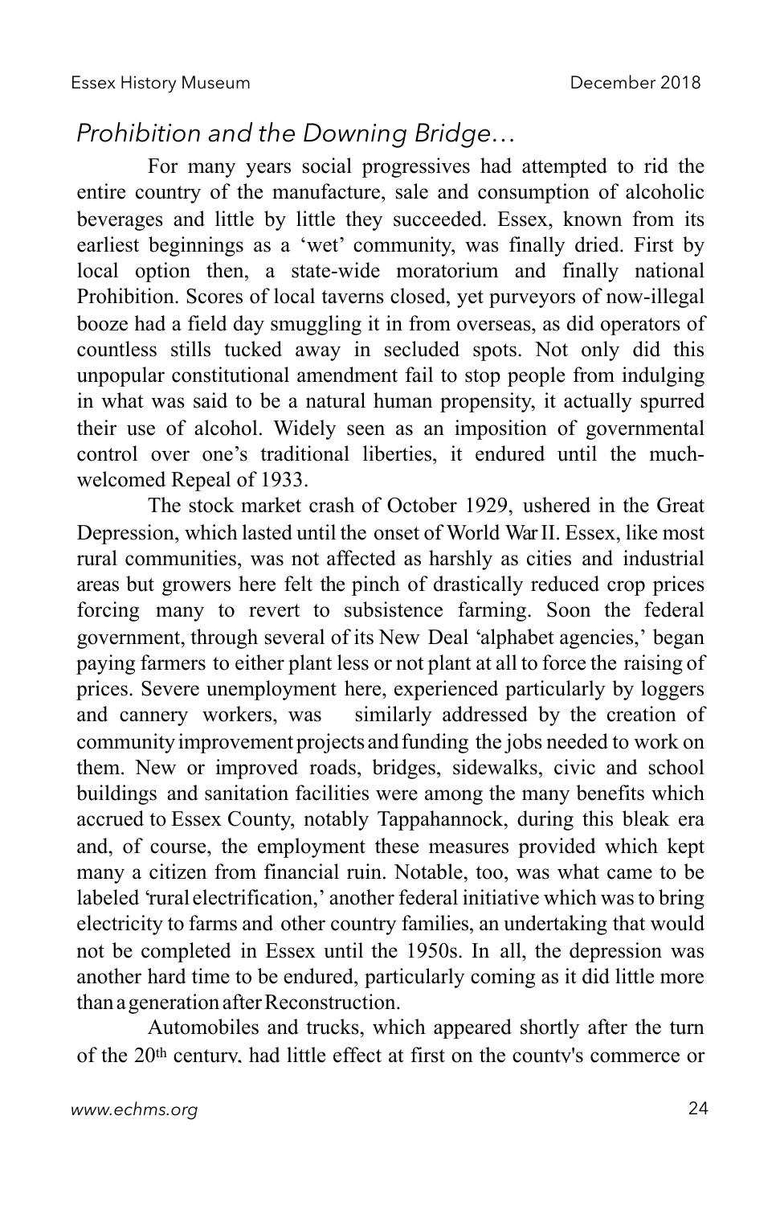## *Prohibition and the Downing Bridge…*

For many years social progressives had attempted to rid the entire country of the manufacture, sale and consumption of alcoholic beverages and little by little they succeeded. Essex, known from its earliest beginnings as a 'wet' community, was finally dried. First by local option then, a state-wide moratorium and finally national Prohibition. Scores of local taverns closed, yet purveyors of now-illegal booze had a field day smuggling it in from overseas, as did operators of countless stills tucked away in secluded spots. Not only did this unpopular constitutional amendment fail to stop people from indulging in what was said to be a natural human propensity, it actually spurred their use of alcohol. Widely seen as an imposition of governmental control over one's traditional liberties, it endured until the much-welcomed Repeal of 1933.

The stock market crash of October 1929, ushered in the Great Depression, which lasted until the onset of World War II. Essex, like most rural communities, was not affected as harshly as cities and industrial areas but growers here felt the pinch of drastically reduced crop prices forcing many to revert to subsistence farming. Soon the federal government, through several of its New Deal 'alphabet agencies,' began paying farmers to either plant less or not plant at all to force the raising of prices. Severe unemployment here, experienced particularly by loggers and cannery workers, was similarly addressed by the creation of community improvement projects and funding the jobs needed to work on them. New or improved roads, bridges, sidewalks, civic and school buildings and sanitation facilities were among the many benefits which accrued to Essex County, notably Tappahannock, during this bleak era and, of course, the employment these measures provided which kept many a citizen from financial ruin. Notable, too, was what came to be labeled 'rural electrification,' another federal initiative which was to bring electricity to farms and other country families, an undertaking that would not be completed in Essex until the 1950s. In all, the depression was another hard time to be endured, particularly coming as it did little more than a generation after Reconstruction.

Automobiles and trucks, which appeared shortly after the turn of the 20th century, had little effect at first on the county's commerce or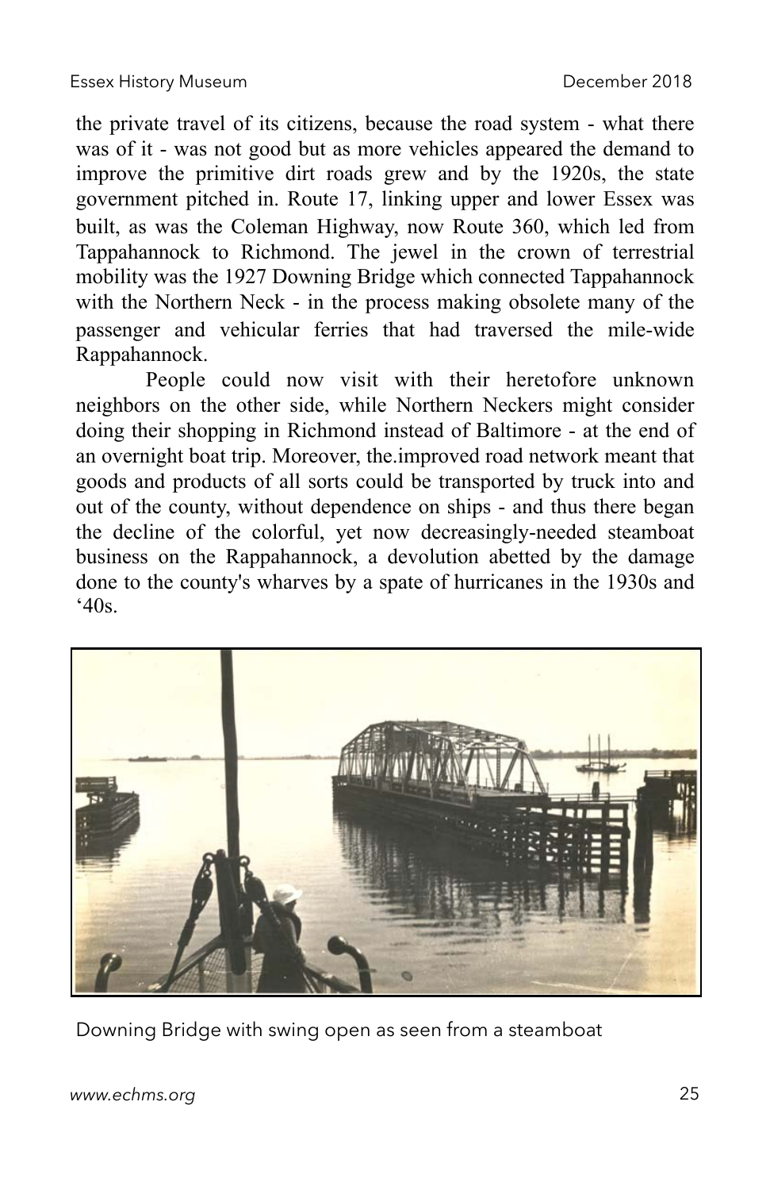the private travel of its citizens, because the road system - what there was of it - was not good but as more vehicles appeared the demand to improve the primitive dirt roads grew and by the 1920s, the state government pitched in. Route 17, linking upper and lower Essex was built, as was the Coleman Highway, now Route 360, which led from Tappahannock to Richmond. The jewel in the crown of terrestrial mobility was the 1927 Downing Bridge which connected Tappahannock with the Northern Neck - in the process making obsolete many of the passenger and vehicular ferries that had traversed the mile-wide Rappahannock.

People could now visit with their heretofore unknown neighbors on the other side, while Northern Neckers might consider doing their shopping in Richmond instead of Baltimore - at the end of an overnight boat trip. Moreover, the.improved road network meant that goods and products of all sorts could be transported by truck into and out of the county, without dependence on ships - and thus there began the decline of the colorful, yet now decreasingly-needed steamboat business on the Rappahannock, a devolution abetted by the damage done to the county's wharves by a spate of hurricanes in the 1930s and '40s.

Downing Bridge with swing open as seen from a steamboat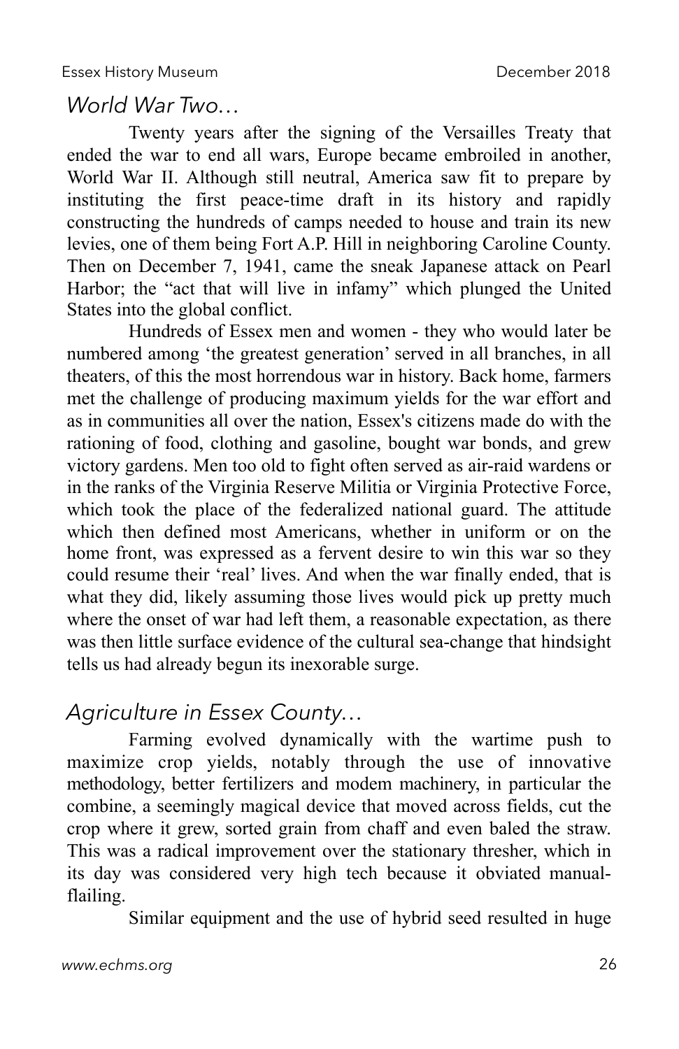## *World War Two…*

Twenty years after the signing of the Versailles Treaty that ended the war to end all wars, Europe became embroiled in another, World War II. Although still neutral, America saw fit to prepare by instituting the first peace-time draft in its history and rapidly constructing the hundreds of camps needed to house and train its new levies, one of them being Fort A.P. Hill in neighboring Caroline County. Then on December 7, 1941, came the sneak Japanese attack on Pearl Harbor; the "act that will live in infamy" which plunged the United States into the global conflict.

Hundreds of Essex men and women - they who would later be numbered among 'the greatest generation' served in all branches, in all theaters, of this the most horrendous war in history. Back home, farmers met the challenge of producing maximum yields for the war effort and as in communities all over the nation, Essex's citizens made do with the rationing of food, clothing and gasoline, bought war bonds, and grew victory gardens. Men too old to fight often served as air-raid wardens or in the ranks of the Virginia Reserve Militia or Virginia Protective Force, which took the place of the federalized national guard. The attitude which then defined most Americans, whether in uniform or on the home front, was expressed as a fervent desire to win this war so they could resume their 'real' lives. And when the war finally ended, that is what they did, likely assuming those lives would pick up pretty much where the onset of war had left them, a reasonable expectation, as there was then little surface evidence of the cultural sea-change that hindsight tells us had already begun its inexorable surge.

## *Agriculture in Essex County…*

Farming evolved dynamically with the wartime push to maximize crop yields, notably through the use of innovative methodology, better fertilizers and modem machinery, in particular the combine, a seemingly magical device that moved across fields, cut the crop where it grew, sorted grain from chaff and even baled the straw. This was a radical improvement over the stationary thresher, which in its day was considered very high tech because it obviated manual-flailing.

Similar equipment and the use of hybrid seed resulted in huge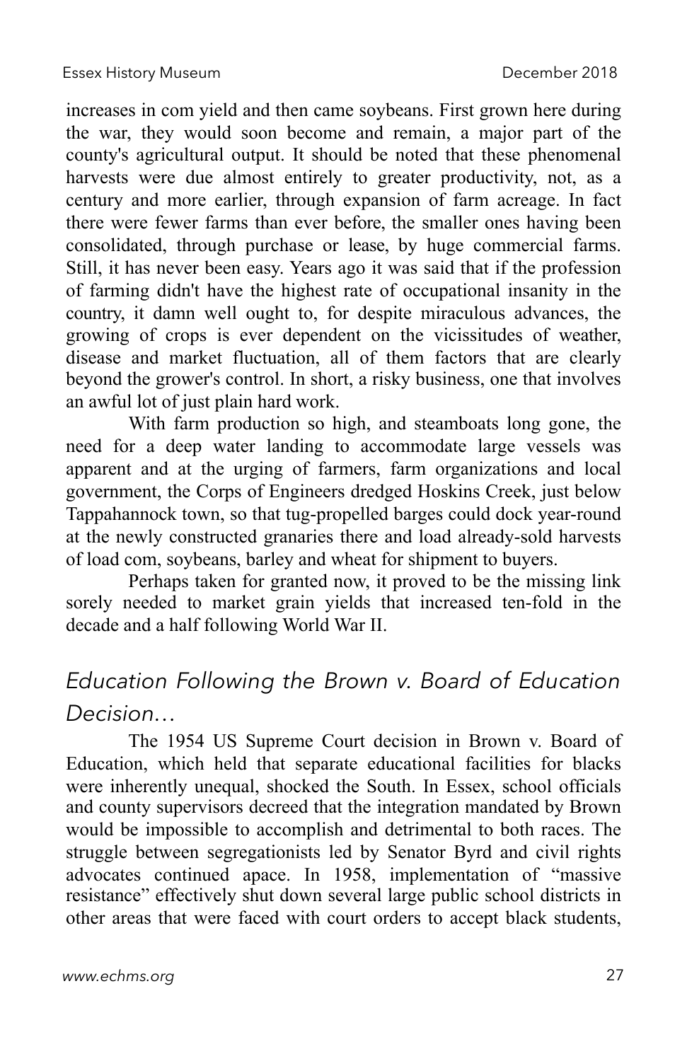increases in com yield and then came soybeans. First grown here during the war, they would soon become and remain, a major part of the county's agricultural output. It should be noted that these phenomenal harvests were due almost entirely to greater productivity, not, as a century and more earlier, through expansion of farm acreage. In fact there were fewer farms than ever before, the smaller ones having been consolidated, through purchase or lease, by huge commercial farms. Still, it has never been easy. Years ago it was said that if the profession of farming didn't have the highest rate of occupational insanity in the country, it damn well ought to, for despite miraculous advances, the growing of crops is ever dependent on the vicissitudes of weather, disease and market fluctuation, all of them factors that are clearly beyond the grower's control. In short, a risky business, one that involves an awful lot of just plain hard work.

With farm production so high, and steamboats long gone, the need for a deep water landing to accommodate large vessels was apparent and at the urging of farmers, farm organizations and local government, the Corps of Engineers dredged Hoskins Creek, just below Tappahannock town, so that tug-propelled barges could dock year-round at the newly constructed granaries there and load already-sold harvests of load com, soybeans, barley and wheat for shipment to buyers.

Perhaps taken for granted now, it proved to be the missing link sorely needed to market grain yields that increased ten-fold in the decade and a half following World War II.

## *Education Following the Brown v. Board of Education Decision…*

The 1954 US Supreme Court decision in Brown v. Board of Education, which held that separate educational facilities for blacks were inherently unequal, shocked the South. In Essex, school officials and county supervisors decreed that the integration mandated by Brown would be impossible to accomplish and detrimental to both races. The struggle between segregationists led by Senator Byrd and civil rights advocates continued apace. In 1958, implementation of "massive resistance" effectively shut down several large public school districts in other areas that were faced with court orders to accept black students,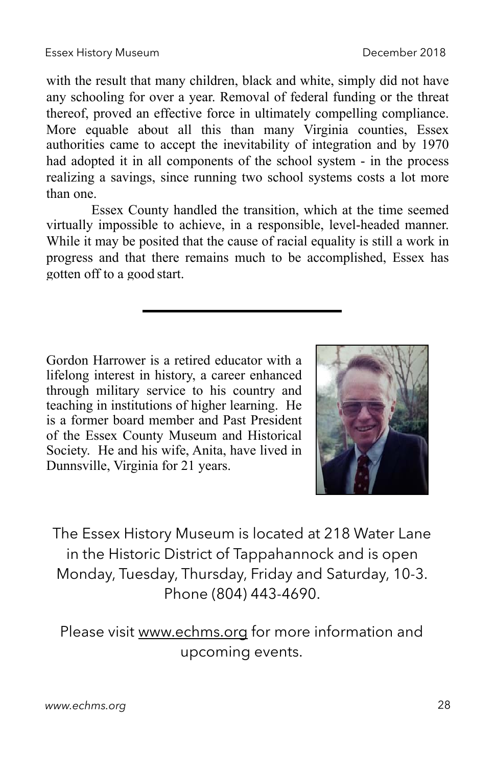with the result that many children, black and white, simply did not have any schooling for over a year. Removal of federal funding or the threat thereof, proved an effective force in ultimately compelling compliance. More equable about all this than many Virginia counties, Essex authorities came to accept the inevitability of integration and by 1970 had adopted it in all components of the school system - in the process realizing a savings, since running two school systems costs a lot more than one.

Essex County handled the transition, which at the time seemed virtually impossible to achieve, in a responsible, level-headed manner. While it may be posited that the cause of racial equality is still a work in progress and that there remains much to be accomplished, Essex has gotten off to a good start.

---

Gordon Harrower is a retired educator with a lifelong interest in history, a career enhanced through military service to his country and teaching in institutions of higher learning. He is a former board member and Past President of the Essex County Museum and Historical Society. He and his wife, Anita, have lived in Dunnsville, Virginia for 21 years.

The Essex History Museum is located at 218 Water Lane in the Historic District of Tappahannock and is open Monday, Tuesday, Thursday, Friday and Saturday, 10-3. Phone (804) 443-4690.

Please visit www.echms.org for more information and upcoming events.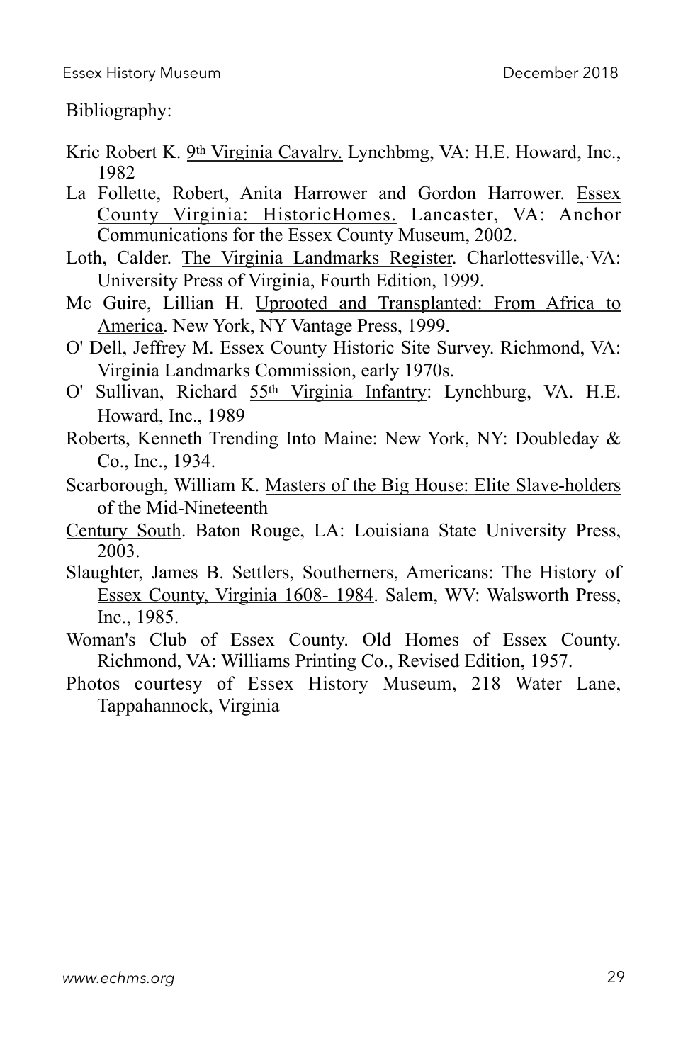Bibliography:

Kric Robert K. 9th Virginia Cavalry. Lynchbmg, VA: H.E. Howard, Inc., 1982

La Follette, Robert, Anita Harrower and Gordon Harrower. Essex County Virginia: HistoricHomes. Lancaster, VA: Anchor Communications for the Essex County Museum, 2002.

Loth, Calder. The Virginia Landmarks Register. Charlottesville,·VA: University Press of Virginia, Fourth Edition, 1999.

Mc Guire, Lillian H. Uprooted and Transplanted: From Africa to America. New York, NY Vantage Press, 1999.

O' Dell, Jeffrey M. Essex County Historic Site Survey. Richmond, VA: Virginia Landmarks Commission, early 1970s.

O' Sullivan, Richard 55th Virginia Infantry: Lynchburg, VA. H.E. Howard, Inc., 1989

Roberts, Kenneth Trending Into Maine: New York, NY: Doubleday & Co., Inc., 1934.

Scarborough, William K. Masters of the Big House: Elite Slave-holders of the Mid-Nineteenth

Century South. Baton Rouge, LA: Louisiana State University Press, 2003.

Slaughter, James B. Settlers, Southerners, Americans: The History of Essex County, Virginia 1608- 1984. Salem, WV: Walsworth Press, Inc., 1985.

Woman's Club of Essex County. Old Homes of Essex County. Richmond, VA: Williams Printing Co., Revised Edition, 1957.

Photos courtesy of Essex History Museum, 218 Water Lane, Tappahannock, Virginia